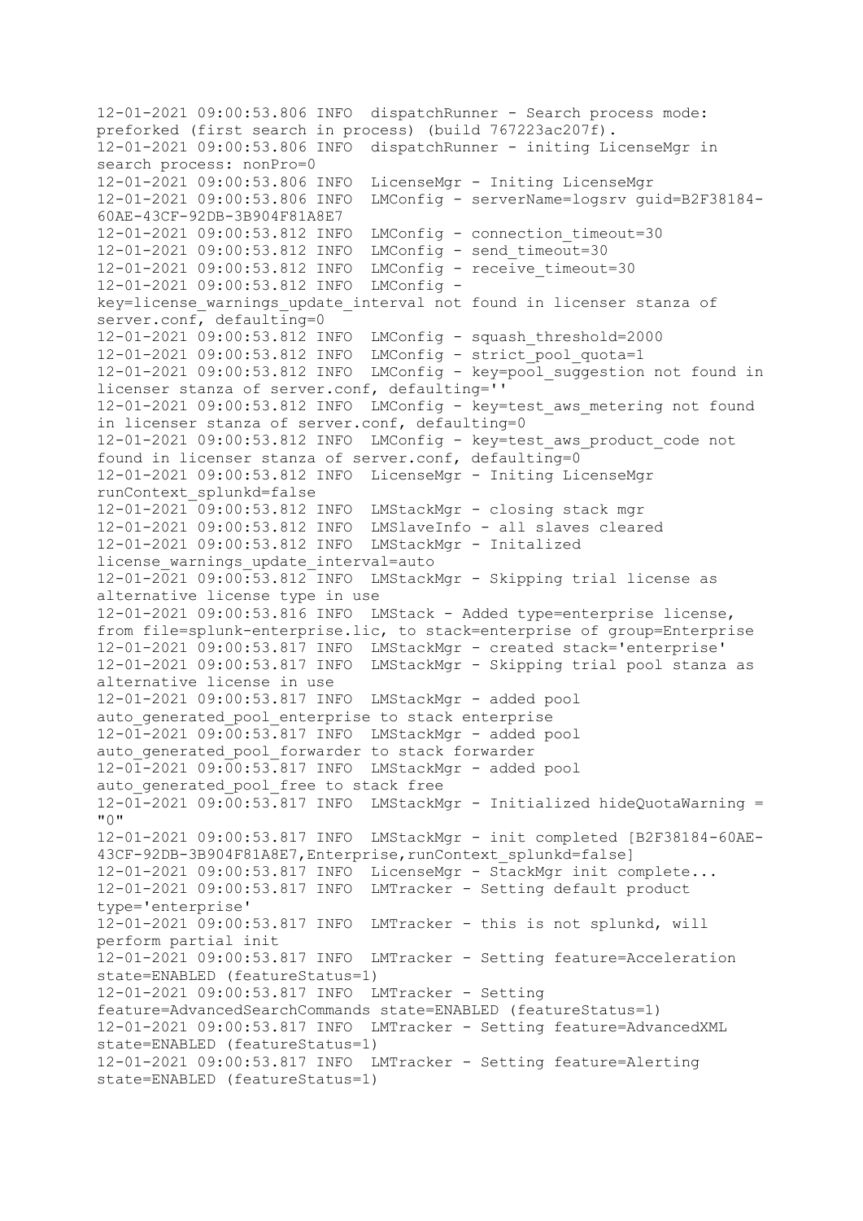```
12-01-2021 09:00:53.806 INFO  dispatchRunner - Search process mode:
preforked (first search in process) (build 767223ac207f).
12-01-2021 09:00:53.806 INFO  dispatchRunner - initing LicenseMgr in
search process: nonPro=0
12-01-2021 09:00:53.806 INFO  LicenseMgr - Initing LicenseMgr
12-01-2021 09:00:53.806 INFO  LMConfig - serverName=logsrv guid=B2F38184-
60AE-43CF-92DB-3B904F81A8E7
12-01-2021 09:00:53.812 INFO  LMConfig - connection_timeout=30
12-01-2021 09:00:53.812 INFO  LMConfig - send_timeout=30
12-01-2021 09:00:53.812 INFO  LMConfig - receive_timeout=30
12-01-2021 09:00:53.812 INFO  LMConfig -
key=license_warnings_update_interval not found in licenser stanza of
server.conf, defaulting=0
12-01-2021 09:00:53.812 INFO  LMConfig - squash_threshold=2000
12-01-2021 09:00:53.812 INFO  LMConfig - strict_pool_quota=1
12-01-2021 09:00:53.812 INFO  LMConfig - key=pool_suggestion not found in
licenser stanza of server.conf, defaulting=''
12-01-2021 09:00:53.812 INFO  LMConfig - key=test_aws_metering not found
in licenser stanza of server.conf, defaulting=0
12-01-2021 09:00:53.812 INFO  LMConfig - key=test_aws_product_code not
found in licenser stanza of server.conf, defaulting=0
12-01-2021 09:00:53.812 INFO  LicenseMgr - Initing LicenseMgr
runContext_splunkd=false
12-01-2021 09:00:53.812 INFO  LMStackMgr - closing stack mgr
12-01-2021 09:00:53.812 INFO  LMSlaveInfo - all slaves cleared
12-01-2021 09:00:53.812 INFO  LMStackMgr - Initalized
license_warnings_update_interval=auto
12-01-2021 09:00:53.812 INFO  LMStackMgr - Skipping trial license as
alternative license type in use
12-01-2021 09:00:53.816 INFO  LMStack - Added type=enterprise license,
from file=splunk-enterprise.lic, to stack=enterprise of group=Enterprise
12-01-2021 09:00:53.817 INFO  LMStackMgr - created stack='enterprise'
12-01-2021 09:00:53.817 INFO  LMStackMgr - Skipping trial pool stanza as
alternative license in use
12-01-2021 09:00:53.817 INFO  LMStackMgr - added pool
auto_generated_pool_enterprise to stack enterprise
12-01-2021 09:00:53.817 INFO  LMStackMgr - added pool
auto_generated_pool_forwarder to stack forwarder
12-01-2021 09:00:53.817 INFO  LMStackMgr - added pool
auto_generated_pool_free to stack free
12-01-2021 09:00:53.817 INFO  LMStackMgr - Initialized hideQuotaWarning =
"0"
12-01-2021 09:00:53.817 INFO  LMStackMgr - init completed [B2F38184-60AE-
43CF-92DB-3B904F81A8E7,Enterprise,runContext_splunkd=false]
12-01-2021 09:00:53.817 INFO  LicenseMgr - StackMgr init complete...
12-01-2021 09:00:53.817 INFO  LMTracker - Setting default product
type='enterprise'
12-01-2021 09:00:53.817 INFO  LMTracker - this is not splunkd, will
perform partial init
12-01-2021 09:00:53.817 INFO  LMTracker - Setting feature=Acceleration
state=ENABLED (featureStatus=1)
12-01-2021 09:00:53.817 INFO  LMTracker - Setting
feature=AdvancedSearchCommands state=ENABLED (featureStatus=1)
12-01-2021 09:00:53.817 INFO  LMTracker - Setting feature=AdvancedXML
state=ENABLED (featureStatus=1)
12-01-2021 09:00:53.817 INFO  LMTracker - Setting feature=Alerting
state=ENABLED (featureStatus=1)
```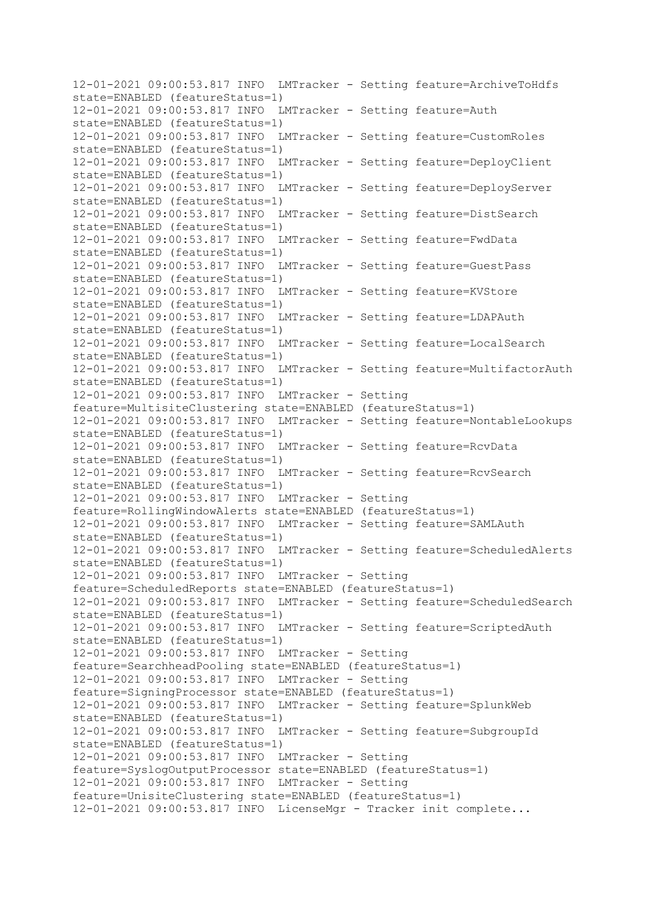```
12-01-2021 09:00:53.817 INFO  LMTracker - Setting feature=ArchiveToHdfs
state=ENABLED (featureStatus=1)
12-01-2021 09:00:53.817 INFO  LMTracker - Setting feature=Auth
state=ENABLED (featureStatus=1)
12-01-2021 09:00:53.817 INFO  LMTracker - Setting feature=CustomRoles
state=ENABLED (featureStatus=1)
12-01-2021 09:00:53.817 INFO  LMTracker - Setting feature=DeployClient
state=ENABLED (featureStatus=1)
12-01-2021 09:00:53.817 INFO  LMTracker - Setting feature=DeployServer
state=ENABLED (featureStatus=1)
12-01-2021 09:00:53.817 INFO  LMTracker - Setting feature=DistSearch
state=ENABLED (featureStatus=1)
12-01-2021 09:00:53.817 INFO  LMTracker - Setting feature=FwdData
state=ENABLED (featureStatus=1)
12-01-2021 09:00:53.817 INFO  LMTracker - Setting feature=GuestPass
state=ENABLED (featureStatus=1)
12-01-2021 09:00:53.817 INFO  LMTracker - Setting feature=KVStore
state=ENABLED (featureStatus=1)
12-01-2021 09:00:53.817 INFO  LMTracker - Setting feature=LDAPAuth
state=ENABLED (featureStatus=1)
12-01-2021 09:00:53.817 INFO  LMTracker - Setting feature=LocalSearch
state=ENABLED (featureStatus=1)
12-01-2021 09:00:53.817 INFO  LMTracker - Setting feature=MultifactorAuth
state=ENABLED (featureStatus=1)
12-01-2021 09:00:53.817 INFO  LMTracker - Setting
feature=MultisiteClustering state=ENABLED (featureStatus=1)
12-01-2021 09:00:53.817 INFO  LMTracker - Setting feature=NontableLookups
state=ENABLED (featureStatus=1)
12-01-2021 09:00:53.817 INFO  LMTracker - Setting feature=RcvData
state=ENABLED (featureStatus=1)
12-01-2021 09:00:53.817 INFO  LMTracker - Setting feature=RcvSearch
state=ENABLED (featureStatus=1)
12-01-2021 09:00:53.817 INFO  LMTracker - Setting
feature=RollingWindowAlerts state=ENABLED (featureStatus=1)
12-01-2021 09:00:53.817 INFO  LMTracker - Setting feature=SAMLAuth
state=ENABLED (featureStatus=1)
12-01-2021 09:00:53.817 INFO  LMTracker - Setting feature=ScheduledAlerts
state=ENABLED (featureStatus=1)
12-01-2021 09:00:53.817 INFO  LMTracker - Setting
feature=ScheduledReports state=ENABLED (featureStatus=1)
12-01-2021 09:00:53.817 INFO  LMTracker - Setting feature=ScheduledSearch
state=ENABLED (featureStatus=1)
12-01-2021 09:00:53.817 INFO  LMTracker - Setting feature=ScriptedAuth
state=ENABLED (featureStatus=1)
12-01-2021 09:00:53.817 INFO  LMTracker - Setting
feature=SearchheadPooling state=ENABLED (featureStatus=1)
12-01-2021 09:00:53.817 INFO  LMTracker - Setting
feature=SigningProcessor state=ENABLED (featureStatus=1)
12-01-2021 09:00:53.817 INFO  LMTracker - Setting feature=SplunkWeb
state=ENABLED (featureStatus=1)
12-01-2021 09:00:53.817 INFO  LMTracker - Setting feature=SubgroupId
state=ENABLED (featureStatus=1)
12-01-2021 09:00:53.817 INFO  LMTracker - Setting
feature=SyslogOutputProcessor state=ENABLED (featureStatus=1)
12-01-2021 09:00:53.817 INFO  LMTracker - Setting
feature=UnisiteClustering state=ENABLED (featureStatus=1)
12-01-2021 09:00:53.817 INFO  LicenseMgr - Tracker init complete...
```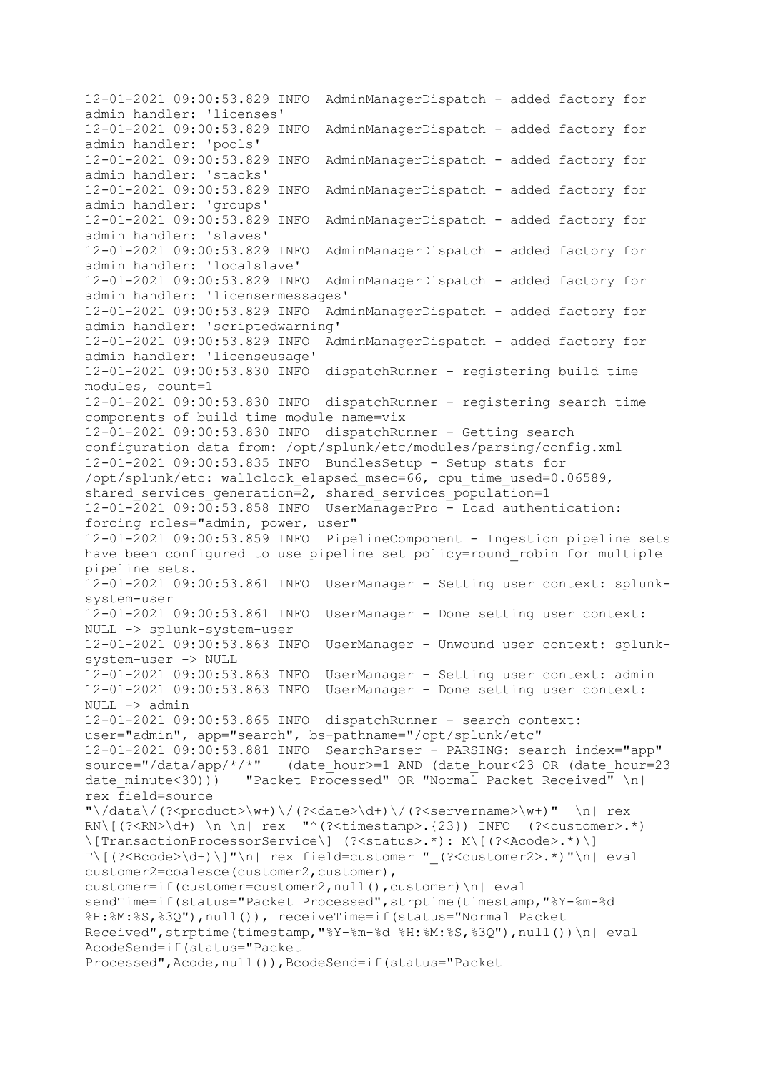```
12-01-2021 09:00:53.829 INFO  AdminManagerDispatch - added factory for
admin handler: 'licenses'
12-01-2021 09:00:53.829 INFO  AdminManagerDispatch - added factory for
admin handler: 'pools'
12-01-2021 09:00:53.829 INFO  AdminManagerDispatch - added factory for
admin handler: 'stacks'
12-01-2021 09:00:53.829 INFO  AdminManagerDispatch - added factory for
admin handler: 'groups'
12-01-2021 09:00:53.829 INFO  AdminManagerDispatch - added factory for
admin handler: 'slaves'
12-01-2021 09:00:53.829 INFO  AdminManagerDispatch - added factory for
admin handler: 'localslave'
12-01-2021 09:00:53.829 INFO  AdminManagerDispatch - added factory for
admin handler: 'licensermessages'
12-01-2021 09:00:53.829 INFO  AdminManagerDispatch - added factory for
admin handler: 'scriptedwarning'
12-01-2021 09:00:53.829 INFO  AdminManagerDispatch - added factory for
admin handler: 'licenseusage'
12-01-2021 09:00:53.830 INFO  dispatchRunner - registering build time
modules, count=1
12-01-2021 09:00:53.830 INFO  dispatchRunner - registering search time
components of build time module name=vix
12-01-2021 09:00:53.830 INFO  dispatchRunner - Getting search
configuration data from: /opt/splunk/etc/modules/parsing/config.xml
12-01-2021 09:00:53.835 INFO  BundlesSetup - Setup stats for
/opt/splunk/etc: wallclock_elapsed_msec=66, cpu_time_used=0.06589,
shared_services_generation=2, shared_services_population=1
12-01-2021 09:00:53.858 INFO  UserManagerPro - Load authentication:
forcing roles="admin, power, user"
12-01-2021 09:00:53.859 INFO  PipelineComponent - Ingestion pipeline sets
have been configured to use pipeline set policy=round_robin for multiple
pipeline sets.
12-01-2021 09:00:53.861 INFO  UserManager - Setting user context: splunk-
system-user
12-01-2021 09:00:53.861 INFO  UserManager - Done setting user context:
NULL -> splunk-system-user
12-01-2021 09:00:53.863 INFO  UserManager - Unwound user context: splunk-
system-user -> NULL
12-01-2021 09:00:53.863 INFO  UserManager - Setting user context: admin
12-01-2021 09:00:53.863 INFO  UserManager - Done setting user context:
NULL -> admin
12-01-2021 09:00:53.865 INFO  dispatchRunner - search context:
user="admin", app="search", bs-pathname="/opt/splunk/etc"
12-01-2021 09:00:53.881 INFO  SearchParser - PARSING: search index="app"
source="/data/app/*/*"   (date_hour>=1 AND (date_hour<23 OR (date_hour=23
date_minute<30)))   "Packet Processed" OR "Normal Packet Received" \n|
rex field=source
"\/data\/(?<product>\w+)\/(?<date>\d+)\/(?<servername>\w+)"  \n| rex
RN\[(?<RN>\d+) \n \n| rex  "^(?<timestamp>.{23}) INFO  (?<customer>.*)
\[TransactionProcessorService\] (?<status>.*): M\[(?<Acode>.*)\]
T\[(?<Bcode>\d+)\]"\n| rex field=customer "_(?<customer2>.*)"\n| eval
customer2=coalesce(customer2,customer),
customer=if(customer=customer2,null(),customer)\n| eval
sendTime=if(status="Packet Processed",strptime(timestamp,"%Y-%m-%d
%H:%M:%S,%3Q"),null()), receiveTime=if(status="Normal Packet
Received",strptime(timestamp,"%Y-%m-%d %H:%M:%S,%3Q"),null())\n| eval
AcodeSend=if(status="Packet
Processed",Acode,null()),BcodeSend=if(status="Packet
```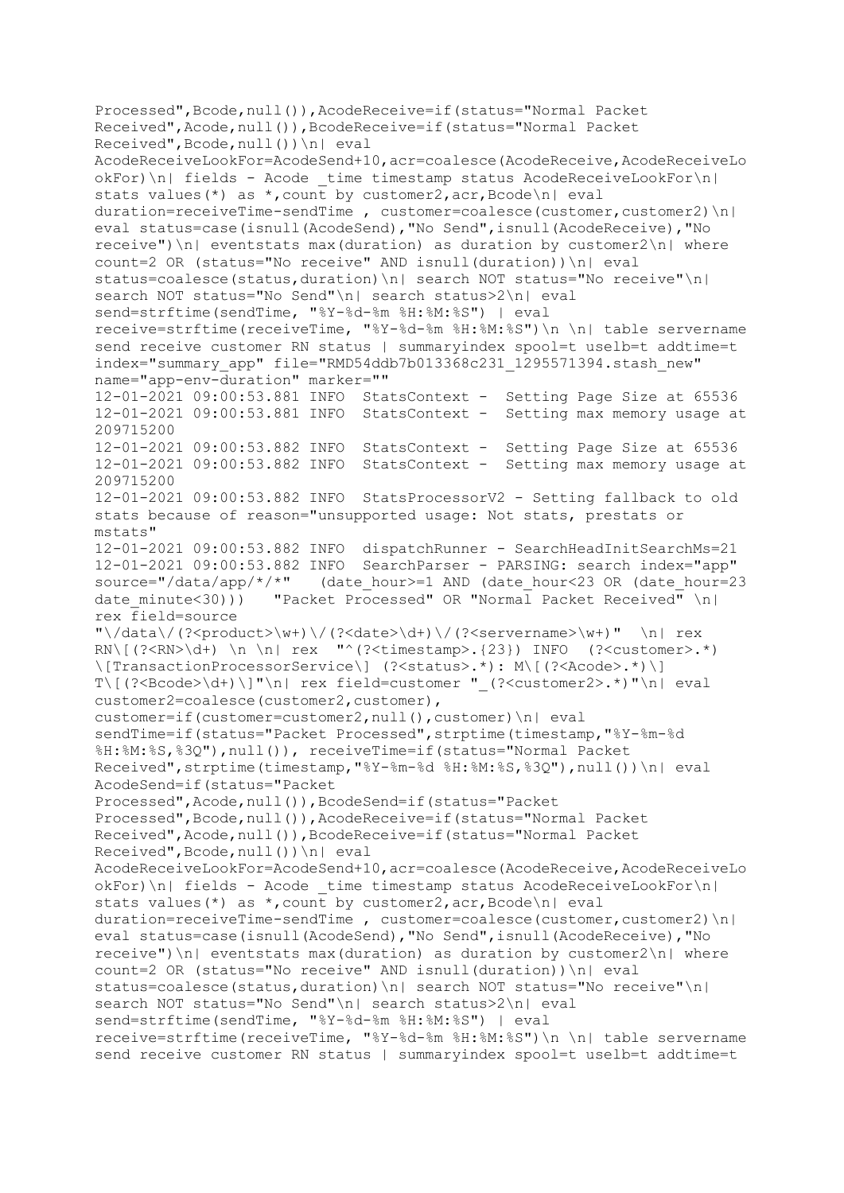```
Processed",Bcode,null()),AcodeReceive=if(status="Normal Packet
Received",Acode,null()),BcodeReceive=if(status="Normal Packet
Received",Bcode,null())\n| eval
AcodeReceiveLookFor=AcodeSend+10,acr=coalesce(AcodeReceive,AcodeReceiveLo
okFor)\n| fields - Acode _time timestamp status AcodeReceiveLookFor\n|
stats values(*) as *,count by customer2,acr,Bcode\n| eval
duration=receiveTime-sendTime , customer=coalesce(customer,customer2)\n|
eval status=case(isnull(AcodeSend),"No Send",isnull(AcodeReceive),"No
receive")\n| eventstats max(duration) as duration by customer2\n| where
count=2 OR (status="No receive" AND isnull(duration))\n| eval
status=coalesce(status,duration)\n| search NOT status="No receive"\n|
search NOT status="No Send"\n| search status>2\n| eval
send=strftime(sendTime, "%Y-%d-%m %H:%M:%S") | eval
receive=strftime(receiveTime, "%Y-%d-%m %H:%M:%S")\n \n| table servername
send receive customer RN status | summaryindex spool=t uselb=t addtime=t
index="summary_app" file="RMD54ddb7b013368c231_1295571394.stash_new"
name="app-env-duration" marker=""
12-01-2021 09:00:53.881 INFO  StatsContext -  Setting Page Size at 65536
12-01-2021 09:00:53.881 INFO  StatsContext -  Setting max memory usage at
209715200
12-01-2021 09:00:53.882 INFO  StatsContext -  Setting Page Size at 65536
12-01-2021 09:00:53.882 INFO  StatsContext -  Setting max memory usage at
209715200
12-01-2021 09:00:53.882 INFO  StatsProcessorV2 - Setting fallback to old
stats because of reason="unsupported usage: Not stats, prestats or
mstats"
12-01-2021 09:00:53.882 INFO  dispatchRunner - SearchHeadInitSearchMs=21
12-01-2021 09:00:53.882 INFO  SearchParser - PARSING: search index="app"
source="/data/app/*/*"   (date_hour>=1 AND (date_hour<23 OR (date_hour=23
date_minute<30)))   "Packet Processed" OR "Normal Packet Received" \n|
rex field=source
"\/data\/(?<product>\w+)\/(?<date>\d+)\/(?<servername>\w+)"  \n| rex
RN\[(?<RN>\d+) \n \n| rex  "^(?<timestamp>.{23}) INFO  (?<customer>.*)
\[TransactionProcessorService\] (?<status>.*): M\[(?<Acode>.*)\]
T\[(?<Bcode>\d+)\]"\n| rex field=customer "_(?<customer2>.*)"\n| eval
customer2=coalesce(customer2,customer),
customer=if(customer=customer2,null(),customer)\n| eval
sendTime=if(status="Packet Processed",strptime(timestamp,"%Y-%m-%d
%H:%M:%S,%3Q"),null()), receiveTime=if(status="Normal Packet
Received",strptime(timestamp,"%Y-%m-%d %H:%M:%S,%3Q"),null())\n| eval
AcodeSend=if(status="Packet
Processed",Acode,null()),BcodeSend=if(status="Packet
Processed",Bcode,null()),AcodeReceive=if(status="Normal Packet
Received",Acode,null()),BcodeReceive=if(status="Normal Packet
Received",Bcode,null())\n| eval
AcodeReceiveLookFor=AcodeSend+10,acr=coalesce(AcodeReceive,AcodeReceiveLo
okFor)\n| fields - Acode _time timestamp status AcodeReceiveLookFor\n|
stats values(*) as *,count by customer2,acr,Bcode\n| eval
duration=receiveTime-sendTime , customer=coalesce(customer,customer2)\n|
eval status=case(isnull(AcodeSend),"No Send",isnull(AcodeReceive),"No
receive")\n| eventstats max(duration) as duration by customer2\n| where
count=2 OR (status="No receive" AND isnull(duration))\n| eval
status=coalesce(status,duration)\n| search NOT status="No receive"\n|
search NOT status="No Send"\n| search status>2\n| eval
send=strftime(sendTime, "%Y-%d-%m %H:%M:%S") | eval
receive=strftime(receiveTime, "%Y-%d-%m %H:%M:%S")\n \n| table servername
send receive customer RN status | summaryindex spool=t uselb=t addtime=t
```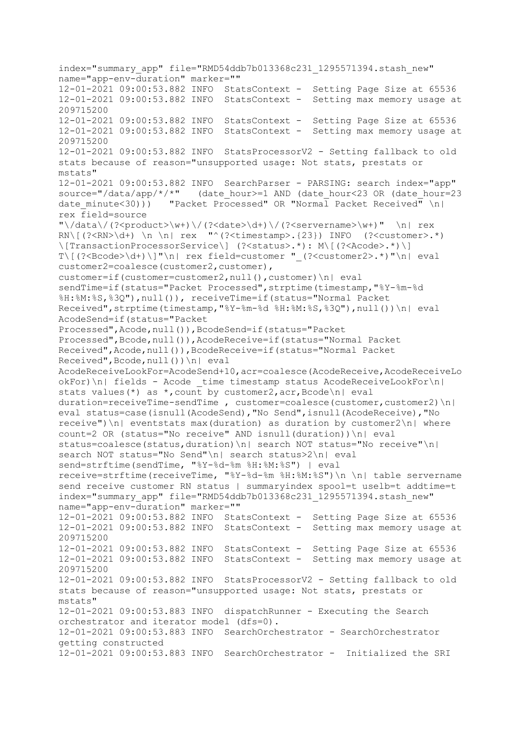```
index="summary_app" file="RMD54ddb7b013368c231_1295571394.stash_new"
name="app-env-duration" marker=""
12-01-2021 09:00:53.882 INFO  StatsContext -  Setting Page Size at 65536
12-01-2021 09:00:53.882 INFO  StatsContext -  Setting max memory usage at
209715200
12-01-2021 09:00:53.882 INFO  StatsContext -  Setting Page Size at 65536
12-01-2021 09:00:53.882 INFO  StatsContext -  Setting max memory usage at
209715200
12-01-2021 09:00:53.882 INFO  StatsProcessorV2 - Setting fallback to old
stats because of reason="unsupported usage: Not stats, prestats or
mstats"
12-01-2021 09:00:53.882 INFO  SearchParser - PARSING: search index="app"
source="/data/app/*/*"   (date_hour>=1 AND (date_hour<23 OR (date_hour=23
date_minute<30)))   "Packet Processed" OR "Normal Packet Received" \n|
rex field=source
"\/data\/(?<product>\w+)\/(?<date>\d+)\/(?<servername>\w+)"  \n| rex
RN\[(?<RN>\d+) \n \n| rex  "^(?<timestamp>.{23}) INFO  (?<customer>.*)
\[TransactionProcessorService\] (?<status>.*): M\[(?<Acode>.*)\]
T\[(?<Bcode>\d+)\]"\n| rex field=customer "_(?<customer2>.*)"\n| eval
customer2=coalesce(customer2,customer),
customer=if(customer=customer2,null(),customer)\n| eval
sendTime=if(status="Packet Processed",strptime(timestamp,"%Y-%m-%d
%H:%M:%S,%3Q"),null()), receiveTime=if(status="Normal Packet
Received",strptime(timestamp,"%Y-%m-%d %H:%M:%S,%3Q"),null())\n| eval
AcodeSend=if(status="Packet
Processed",Acode,null()),BcodeSend=if(status="Packet
Processed",Bcode,null()),AcodeReceive=if(status="Normal Packet
Received",Acode,null()),BcodeReceive=if(status="Normal Packet
Received",Bcode,null())\n| eval
AcodeReceiveLookFor=AcodeSend+10,acr=coalesce(AcodeReceive,AcodeReceiveLo
okFor)\n| fields - Acode _time timestamp status AcodeReceiveLookFor\n|
stats values(*) as *,count by customer2,acr,Bcode\n| eval
duration=receiveTime-sendTime , customer=coalesce(customer,customer2)\n|
eval status=case(isnull(AcodeSend),"No Send",isnull(AcodeReceive),"No
receive")\n| eventstats max(duration) as duration by customer2\n| where
count=2 OR (status="No receive" AND isnull(duration))\n| eval
status=coalesce(status,duration)\n| search NOT status="No receive"\n|
search NOT status="No Send"\n| search status>2\n| eval
send=strftime(sendTime, "%Y-%d-%m %H:%M:%S") | eval
receive=strftime(receiveTime, "%Y-%d-%m %H:%M:%S")\n \n| table servername
send receive customer RN status | summaryindex spool=t uselb=t addtime=t
index="summary_app" file="RMD54ddb7b013368c231_1295571394.stash_new"
name="app-env-duration" marker=""
12-01-2021 09:00:53.882 INFO  StatsContext -  Setting Page Size at 65536
12-01-2021 09:00:53.882 INFO  StatsContext -  Setting max memory usage at
209715200
12-01-2021 09:00:53.882 INFO  StatsContext -  Setting Page Size at 65536
12-01-2021 09:00:53.882 INFO  StatsContext -  Setting max memory usage at
209715200
12-01-2021 09:00:53.882 INFO  StatsProcessorV2 - Setting fallback to old
stats because of reason="unsupported usage: Not stats, prestats or
mstats"
12-01-2021 09:00:53.883 INFO  dispatchRunner - Executing the Search
orchestrator and iterator model (dfs=0).
12-01-2021 09:00:53.883 INFO  SearchOrchestrator - SearchOrchestrator
getting constructed
12-01-2021 09:00:53.883 INFO  SearchOrchestrator -  Initialized the SRI
```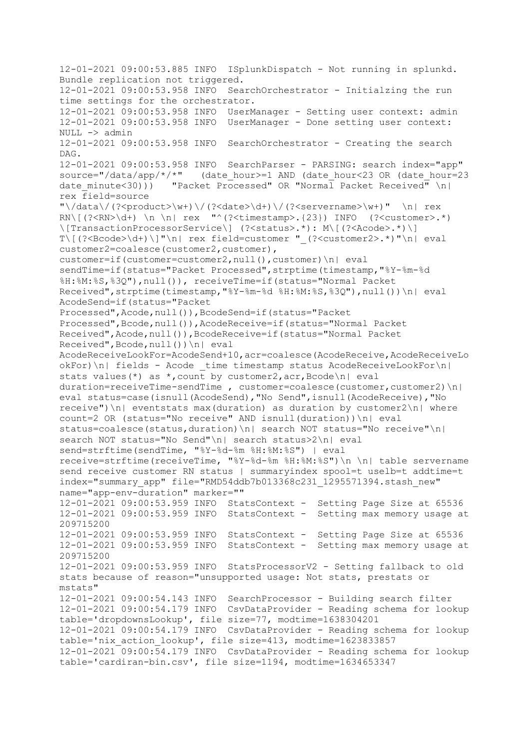```
12-01-2021 09:00:53.885 INFO  ISplunkDispatch - Not running in splunkd. Bundle replication not triggered.
12-01-2021 09:00:53.958 INFO  SearchOrchestrator - Initialzing the run time settings for the orchestrator.
12-01-2021 09:00:53.958 INFO  UserManager - Setting user context: admin
12-01-2021 09:00:53.958 INFO  UserManager - Done setting user context: NULL -> admin
12-01-2021 09:00:53.958 INFO  SearchOrchestrator - Creating the search DAG.
12-01-2021 09:00:53.958 INFO  SearchParser - PARSING: search index="app" source="/data/app/*/*"   (date_hour>=1 AND (date_hour<23 OR (date_hour=23 date_minute<30)))   "Packet Processed" OR "Normal Packet Received" \n| rex field=source "\/data\/(?<product>\w+)\/(?<date>\d+)\/(?<servername>\w+)"  \n| rex RN\[(?<RN>\d+) \n \n| rex  "^(?<timestamp>.{23}) INFO  (?<customer>.*) \[TransactionProcessorService\] (?<status>.*): M\[(?<Acode>.*)\] T\[(?<Bcode>\d+)\]"\n| rex field=customer "_(?<customer2>.*)"\n| eval customer2=coalesce(customer2,customer), customer=if(customer=customer2,null(),customer)\n| eval sendTime=if(status="Packet Processed",strptime(timestamp,"%Y-%m-%d %H:%M:%S,%3Q"),null()), receiveTime=if(status="Normal Packet Received",strptime(timestamp,"%Y-%m-%d %H:%M:%S,%3Q"),null())\n| eval AcodeSend=if(status="Packet Processed",Acode,null()),BcodeSend=if(status="Packet Processed",Bcode,null()),AcodeReceive=if(status="Normal Packet Received",Acode,null()),BcodeReceive=if(status="Normal Packet Received",Bcode,null())\n| eval AcodeReceiveLookFor=AcodeSend+10,acr=coalesce(AcodeReceive,AcodeReceiveLookFor)\n| fields - Acode _time timestamp status AcodeReceiveLookFor\n| stats values(*) as *,count by customer2,acr,Bcode\n| eval duration=receiveTime-sendTime , customer=coalesce(customer,customer2)\n| eval status=case(isnull(AcodeSend),"No Send",isnull(AcodeReceive),"No receive")\n| eventstats max(duration) as duration by customer2\n| where count=2 OR (status="No receive" AND isnull(duration))\n| eval status=coalesce(status,duration)\n| search NOT status="No receive"\n| search NOT status="No Send"\n| search status>2\n| eval send=strftime(sendTime, "%Y-%d-%m %H:%M:%S") | eval receive=strftime(receiveTime, "%Y-%d-%m %H:%M:%S")\n \n| table servername send receive customer RN status | summaryindex spool=t uselb=t addtime=t index="summary_app" file="RMD54ddb7b013368c231_1295571394.stash_new" name="app-env-duration" marker=""
12-01-2021 09:00:53.959 INFO  StatsContext -  Setting Page Size at 65536
12-01-2021 09:00:53.959 INFO  StatsContext -  Setting max memory usage at 209715200
12-01-2021 09:00:53.959 INFO  StatsContext -  Setting Page Size at 65536
12-01-2021 09:00:53.959 INFO  StatsContext -  Setting max memory usage at 209715200
12-01-2021 09:00:53.959 INFO  StatsProcessorV2 - Setting fallback to old stats because of reason="unsupported usage: Not stats, prestats or mstats"
12-01-2021 09:00:54.143 INFO  SearchProcessor - Building search filter
12-01-2021 09:00:54.179 INFO  CsvDataProvider - Reading schema for lookup table='dropdownsLookup', file size=77, modtime=1638304201
12-01-2021 09:00:54.179 INFO  CsvDataProvider - Reading schema for lookup table='nix_action_lookup', file size=413, modtime=1623833857
12-01-2021 09:00:54.179 INFO  CsvDataProvider - Reading schema for lookup table='cardiran-bin.csv', file size=1194, modtime=1634653347
```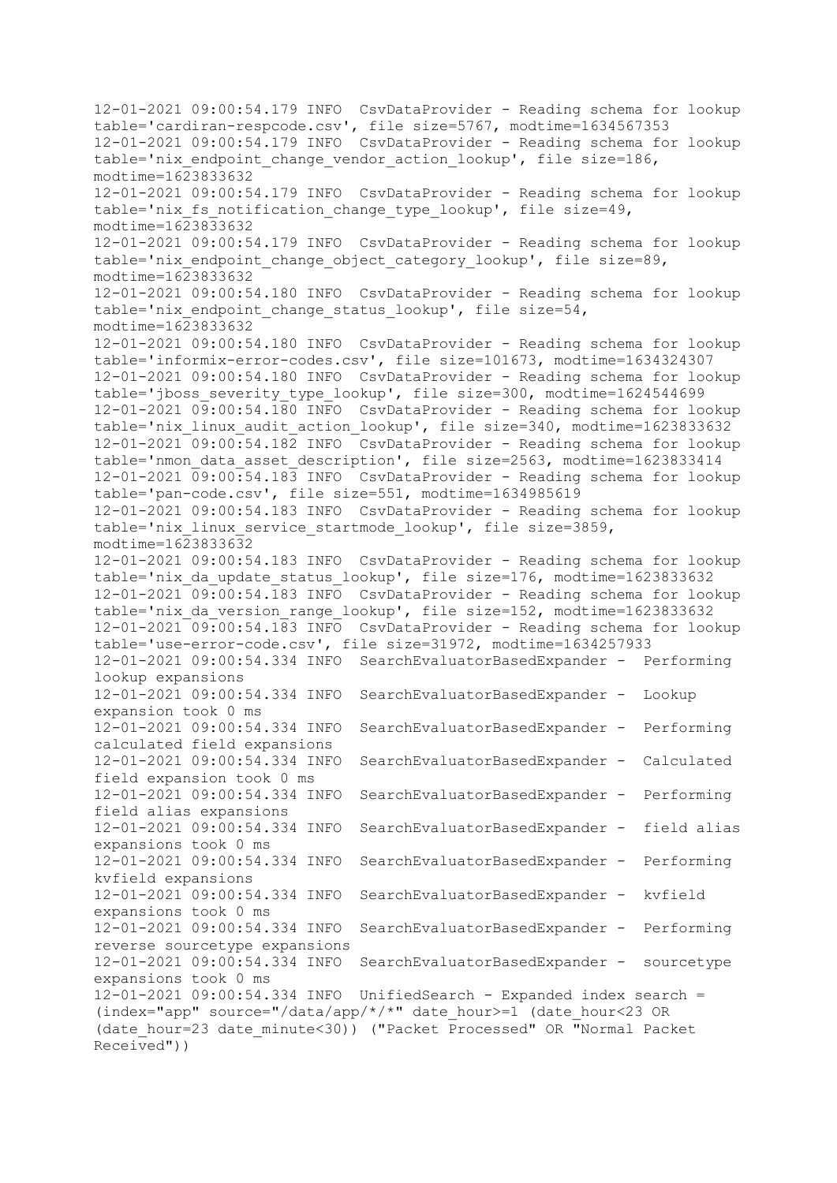```
12-01-2021 09:00:54.179 INFO  CsvDataProvider - Reading schema for lookup
table='cardiran-respcode.csv', file size=5767, modtime=1634567353
12-01-2021 09:00:54.179 INFO  CsvDataProvider - Reading schema for lookup
table='nix_endpoint_change_vendor_action_lookup', file size=186,
modtime=1623833632
12-01-2021 09:00:54.179 INFO  CsvDataProvider - Reading schema for lookup
table='nix_fs_notification_change_type_lookup', file size=49,
modtime=1623833632
12-01-2021 09:00:54.179 INFO  CsvDataProvider - Reading schema for lookup
table='nix_endpoint_change_object_category_lookup', file size=89,
modtime=1623833632
12-01-2021 09:00:54.180 INFO  CsvDataProvider - Reading schema for lookup
table='nix_endpoint_change_status_lookup', file size=54,
modtime=1623833632
12-01-2021 09:00:54.180 INFO  CsvDataProvider - Reading schema for lookup
table='informix-error-codes.csv', file size=101673, modtime=1634324307
12-01-2021 09:00:54.180 INFO  CsvDataProvider - Reading schema for lookup
table='jboss_severity_type_lookup', file size=300, modtime=1624544699
12-01-2021 09:00:54.180 INFO  CsvDataProvider - Reading schema for lookup
table='nix_linux_audit_action_lookup', file size=340, modtime=1623833632
12-01-2021 09:00:54.182 INFO  CsvDataProvider - Reading schema for lookup
table='nmon_data_asset_description', file size=2563, modtime=1623833414
12-01-2021 09:00:54.183 INFO  CsvDataProvider - Reading schema for lookup
table='pan-code.csv', file size=551, modtime=1634985619
12-01-2021 09:00:54.183 INFO  CsvDataProvider - Reading schema for lookup
table='nix_linux_service_startmode_lookup', file size=3859,
modtime=1623833632
12-01-2021 09:00:54.183 INFO  CsvDataProvider - Reading schema for lookup
table='nix_da_update_status_lookup', file size=176, modtime=1623833632
12-01-2021 09:00:54.183 INFO  CsvDataProvider - Reading schema for lookup
table='nix_da_version_range_lookup', file size=152, modtime=1623833632
12-01-2021 09:00:54.183 INFO  CsvDataProvider - Reading schema for lookup
table='use-error-code.csv', file size=31972, modtime=1634257933
12-01-2021 09:00:54.334 INFO  SearchEvaluatorBasedExpander -  Performing
lookup expansions
12-01-2021 09:00:54.334 INFO  SearchEvaluatorBasedExpander -  Lookup
expansion took 0 ms
12-01-2021 09:00:54.334 INFO  SearchEvaluatorBasedExpander -  Performing
calculated field expansions
12-01-2021 09:00:54.334 INFO  SearchEvaluatorBasedExpander -  Calculated
field expansion took 0 ms
12-01-2021 09:00:54.334 INFO  SearchEvaluatorBasedExpander -  Performing
field alias expansions
12-01-2021 09:00:54.334 INFO  SearchEvaluatorBasedExpander -  field alias
expansions took 0 ms
12-01-2021 09:00:54.334 INFO  SearchEvaluatorBasedExpander -  Performing
kvfield expansions
12-01-2021 09:00:54.334 INFO  SearchEvaluatorBasedExpander -  kvfield
expansions took 0 ms
12-01-2021 09:00:54.334 INFO  SearchEvaluatorBasedExpander -  Performing
reverse sourcetype expansions
12-01-2021 09:00:54.334 INFO  SearchEvaluatorBasedExpander -  sourcetype
expansions took 0 ms
12-01-2021 09:00:54.334 INFO  UnifiedSearch - Expanded index search =
(index="app" source="/data/app/*/*" date_hour>=1 (date_hour<23 OR
(date_hour=23 date_minute<30)) ("Packet Processed" OR "Normal Packet
Received"))
```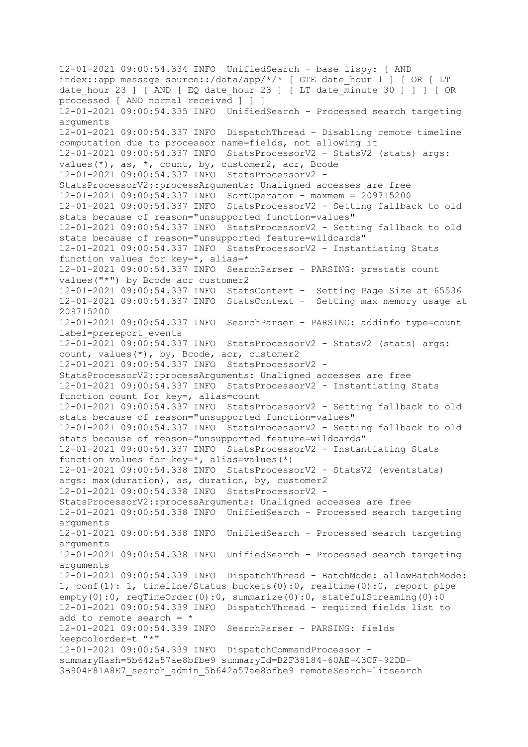```
12-01-2021 09:00:54.334 INFO  UnifiedSearch - base lispy: [ AND
index::app message source::/data/app/*/* [ GTE date_hour 1 ] [ OR [ LT
date_hour 23 ] [ AND [ EQ date_hour 23 ] [ LT date_minute 30 ] ] ] [ OR
processed [ AND normal received ] ] ]
12-01-2021 09:00:54.335 INFO  UnifiedSearch - Processed search targeting
arguments
12-01-2021 09:00:54.337 INFO  DispatchThread - Disabling remote timeline
computation due to processor name=fields, not allowing it
12-01-2021 09:00:54.337 INFO  StatsProcessorV2 - StatsV2 (stats) args:
values(*), as, *, count, by, customer2, acr, Bcode
12-01-2021 09:00:54.337 INFO  StatsProcessorV2 -
StatsProcessorV2::processArguments: Unaligned accesses are free
12-01-2021 09:00:54.337 INFO  SortOperator - maxmem = 209715200
12-01-2021 09:00:54.337 INFO  StatsProcessorV2 - Setting fallback to old
stats because of reason="unsupported function=values"
12-01-2021 09:00:54.337 INFO  StatsProcessorV2 - Setting fallback to old
stats because of reason="unsupported feature=wildcards"
12-01-2021 09:00:54.337 INFO  StatsProcessorV2 - Instantiating Stats
function values for key=*, alias=*
12-01-2021 09:00:54.337 INFO  SearchParser - PARSING: prestats count
values("*") by Bcode acr customer2
12-01-2021 09:00:54.337 INFO  StatsContext -  Setting Page Size at 65536
12-01-2021 09:00:54.337 INFO  StatsContext -  Setting max memory usage at
209715200
12-01-2021 09:00:54.337 INFO  SearchParser - PARSING: addinfo type=count
label=prereport_events
12-01-2021 09:00:54.337 INFO  StatsProcessorV2 - StatsV2 (stats) args:
count, values(*), by, Bcode, acr, customer2
12-01-2021 09:00:54.337 INFO  StatsProcessorV2 -
StatsProcessorV2::processArguments: Unaligned accesses are free
12-01-2021 09:00:54.337 INFO  StatsProcessorV2 - Instantiating Stats
function count for key=, alias=count
12-01-2021 09:00:54.337 INFO  StatsProcessorV2 - Setting fallback to old
stats because of reason="unsupported function=values"
12-01-2021 09:00:54.337 INFO  StatsProcessorV2 - Setting fallback to old
stats because of reason="unsupported feature=wildcards"
12-01-2021 09:00:54.337 INFO  StatsProcessorV2 - Instantiating Stats
function values for key=*, alias=values(*)
12-01-2021 09:00:54.338 INFO  StatsProcessorV2 - StatsV2 (eventstats)
args: max(duration), as, duration, by, customer2
12-01-2021 09:00:54.338 INFO  StatsProcessorV2 -
StatsProcessorV2::processArguments: Unaligned accesses are free
12-01-2021 09:00:54.338 INFO  UnifiedSearch - Processed search targeting
arguments
12-01-2021 09:00:54.338 INFO  UnifiedSearch - Processed search targeting
arguments
12-01-2021 09:00:54.338 INFO  UnifiedSearch - Processed search targeting
arguments
12-01-2021 09:00:54.339 INFO  DispatchThread - BatchMode: allowBatchMode:
1, conf(1): 1, timeline/Status buckets(0):0, realtime(0):0, report pipe
empty(0):0, reqTimeOrder(0):0, summarize(0):0, statefulStreaming(0):0
12-01-2021 09:00:54.339 INFO  DispatchThread - required fields list to
add to remote search = *
12-01-2021 09:00:54.339 INFO  SearchParser - PARSING: fields
keepcolorder=t "*"
12-01-2021 09:00:54.339 INFO  DispatchCommandProcessor -
summaryHash=5b642a57ae8bfbe9 summaryId=B2F38184-60AE-43CF-92DB-
3B904F81A8E7_search_admin_5b642a57ae8bfbe9 remoteSearch=litsearch
```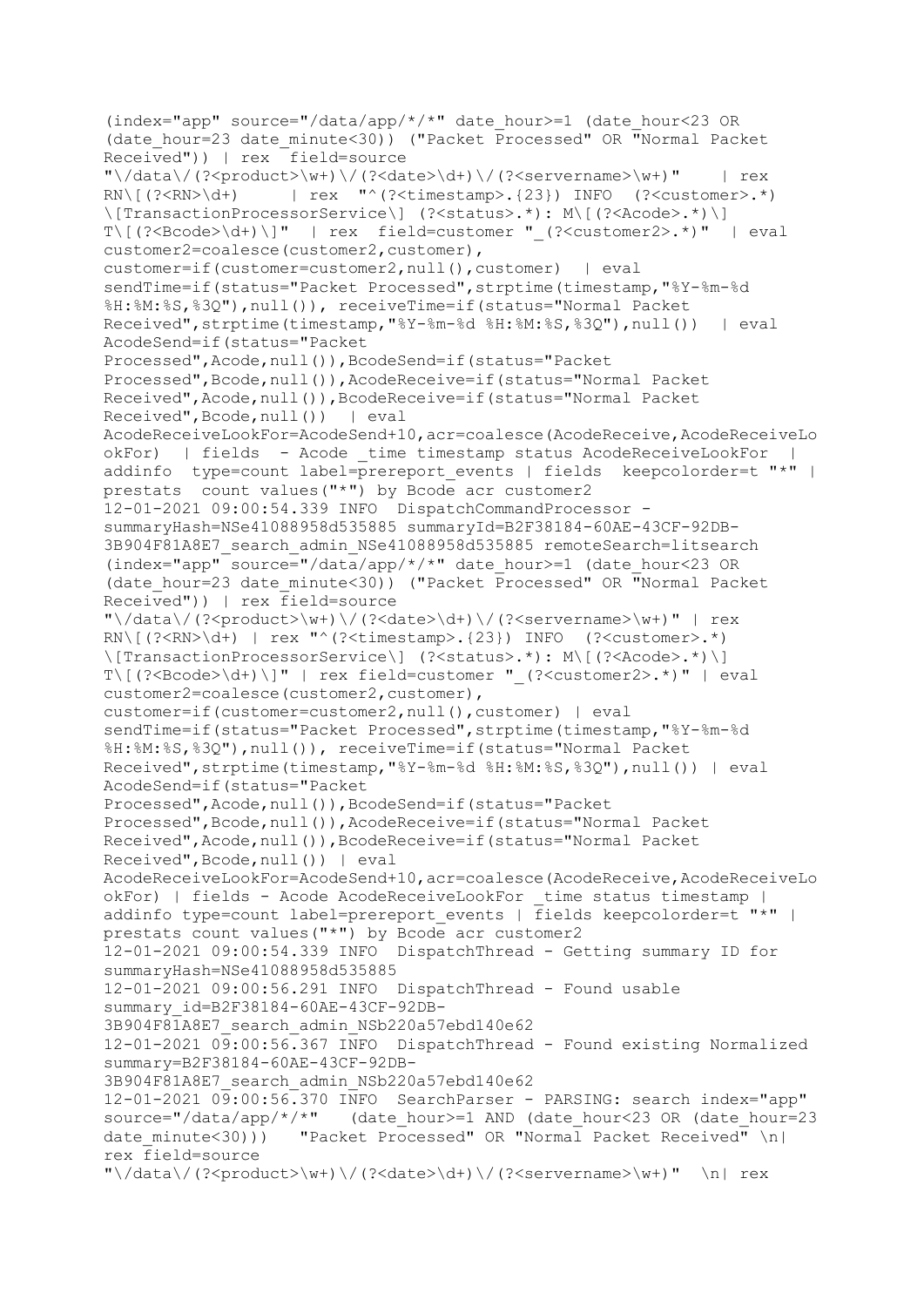```
(index="app" source="/data/app/*/*" date_hour>=1 (date_hour<23 OR
(date_hour=23 date_minute<30)) ("Packet Processed" OR "Normal Packet
Received")) | rex  field=source
"\/data\/(?<product>\w+)\/(?<date>\d+)\/(?<servername>\w+)"    | rex
RN\[(?<RN>\d+)     | rex  "^(?<timestamp>.{23}) INFO  (?<customer>.*)
\[TransactionProcessorService\] (?<status>.*): M\[(?<Acode>.*)\]
T\[(?<Bcode>\d+)\]"  | rex  field=customer "_(?<customer2>.*)"  | eval
customer2=coalesce(customer2,customer),
customer=if(customer=customer2,null(),customer)  | eval
sendTime=if(status="Packet Processed",strptime(timestamp,"%Y-%m-%d
%H:%M:%S,%3Q"),null()), receiveTime=if(status="Normal Packet
Received",strptime(timestamp,"%Y-%m-%d %H:%M:%S,%3Q"),null())  | eval
AcodeSend=if(status="Packet
Processed",Acode,null()),BcodeSend=if(status="Packet
Processed",Bcode,null()),AcodeReceive=if(status="Normal Packet
Received",Acode,null()),BcodeReceive=if(status="Normal Packet
Received",Bcode,null())  | eval
AcodeReceiveLookFor=AcodeSend+10,acr=coalesce(AcodeReceive,AcodeReceiveLo
okFor)  | fields  - Acode _time timestamp status AcodeReceiveLookFor  |
addinfo  type=count label=prereport_events | fields  keepcolorder=t "*" |
prestats  count values("*") by Bcode acr customer2
12-01-2021 09:00:54.339 INFO  DispatchCommandProcessor -
summaryHash=NSe41088958d535885 summaryId=B2F38184-60AE-43CF-92DB-
3B904F81A8E7_search_admin_NSe41088958d535885 remoteSearch=litsearch
(index="app" source="/data/app/*/*" date_hour>=1 (date_hour<23 OR
(date_hour=23 date_minute<30)) ("Packet Processed" OR "Normal Packet
Received")) | rex field=source
"\/data\/(?<product>\w+)\/(?<date>\d+)\/(?<servername>\w+)" | rex
RN\[(?<RN>\d+) | rex "^(?<timestamp>.{23}) INFO  (?<customer>.*)
\[TransactionProcessorService\] (?<status>.*): M\[(?<Acode>.*)\]
T\[(?<Bcode>\d+)\]" | rex field=customer "_(?<customer2>.*)" | eval
customer2=coalesce(customer2,customer),
customer=if(customer=customer2,null(),customer) | eval
sendTime=if(status="Packet Processed",strptime(timestamp,"%Y-%m-%d
%H:%M:%S,%3Q"),null()), receiveTime=if(status="Normal Packet
Received",strptime(timestamp,"%Y-%m-%d %H:%M:%S,%3Q"),null()) | eval
AcodeSend=if(status="Packet
Processed",Acode,null()),BcodeSend=if(status="Packet
Processed",Bcode,null()),AcodeReceive=if(status="Normal Packet
Received",Acode,null()),BcodeReceive=if(status="Normal Packet
Received",Bcode,null()) | eval
AcodeReceiveLookFor=AcodeSend+10,acr=coalesce(AcodeReceive,AcodeReceiveLo
okFor) | fields - Acode AcodeReceiveLookFor _time status timestamp |
addinfo type=count label=prereport_events | fields keepcolorder=t "*" |
prestats count values("*") by Bcode acr customer2
12-01-2021 09:00:54.339 INFO  DispatchThread - Getting summary ID for
summaryHash=NSe41088958d535885
12-01-2021 09:00:56.291 INFO  DispatchThread - Found usable
summary_id=B2F38184-60AE-43CF-92DB-
3B904F81A8E7_search_admin_NSb220a57ebd140e62
12-01-2021 09:00:56.367 INFO  DispatchThread - Found existing Normalized
summary=B2F38184-60AE-43CF-92DB-
3B904F81A8E7_search_admin_NSb220a57ebd140e62
12-01-2021 09:00:56.370 INFO  SearchParser - PARSING: search index="app"
source="/data/app/*/*"   (date_hour>=1 AND (date_hour<23 OR (date_hour=23
date_minute<30)))   "Packet Processed" OR "Normal Packet Received" \n|
rex field=source
"\/data\/(?<product>\w+)\/(?<date>\d+)\/(?<servername>\w+)"  \n| rex
```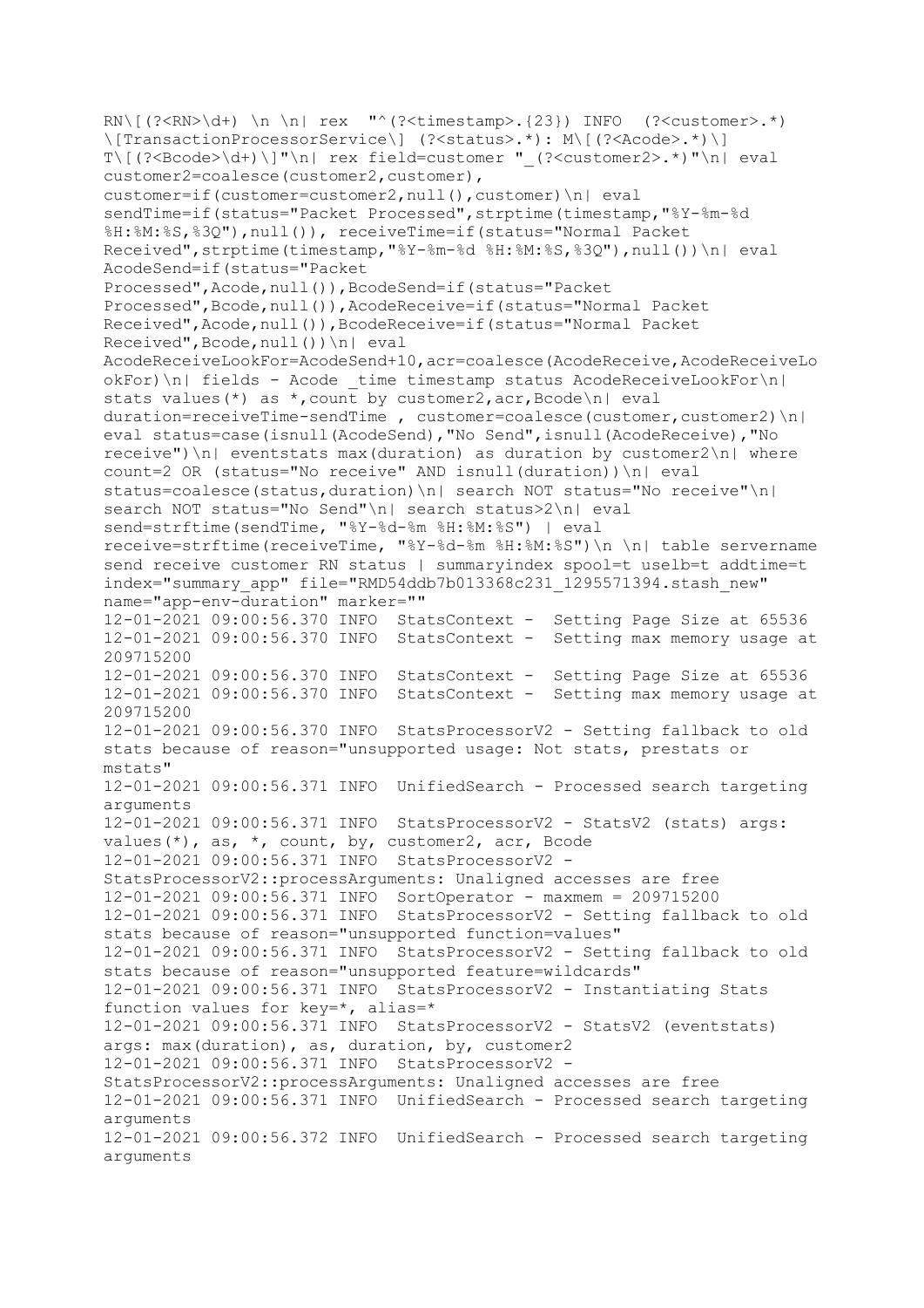```
RN\[(?<RN>\d+) \n \n| rex  "^(?<timestamp>.{23}) INFO  (?<customer>.*)
\[TransactionProcessorService\] (?<status>.*): M\[(?<Acode>.*)\]
T\[(?<Bcode>\d+)\]"\n| rex field=customer "_(?<customer2>.*)"\n| eval
customer2=coalesce(customer2,customer),
customer=if(customer=customer2,null(),customer)\n| eval
sendTime=if(status="Packet Processed",strptime(timestamp,"%Y-%m-%d
%H:%M:%S,%3Q"),null()), receiveTime=if(status="Normal Packet
Received",strptime(timestamp,"%Y-%m-%d %H:%M:%S,%3Q"),null())\n| eval
AcodeSend=if(status="Packet
Processed",Acode,null()),BcodeSend=if(status="Packet
Processed",Bcode,null()),AcodeReceive=if(status="Normal Packet
Received",Acode,null()),BcodeReceive=if(status="Normal Packet
Received",Bcode,null())\n| eval
AcodeReceiveLookFor=AcodeSend+10,acr=coalesce(AcodeReceive,AcodeReceiveLo
okFor)\n| fields - Acode _time timestamp status AcodeReceiveLookFor\n|
stats values(*) as *,count by customer2,acr,Bcode\n| eval
duration=receiveTime-sendTime , customer=coalesce(customer,customer2)\n|
eval status=case(isnull(AcodeSend),"No Send",isnull(AcodeReceive),"No
receive")\n| eventstats max(duration) as duration by customer2\n| where
count=2 OR (status="No receive" AND isnull(duration))\n| eval
status=coalesce(status,duration)\n| search NOT status="No receive"\n|
search NOT status="No Send"\n| search status>2\n| eval
send=strftime(sendTime, "%Y-%d-%m %H:%M:%S") | eval
receive=strftime(receiveTime, "%Y-%d-%m %H:%M:%S")\n \n| table servername
send receive customer RN status | summaryindex spool=t uselb=t addtime=t
index="summary_app" file="RMD54ddb7b013368c231_1295571394.stash_new"
name="app-env-duration" marker=""
12-01-2021 09:00:56.370 INFO  StatsContext -  Setting Page Size at 65536
12-01-2021 09:00:56.370 INFO  StatsContext -  Setting max memory usage at
209715200
12-01-2021 09:00:56.370 INFO  StatsContext -  Setting Page Size at 65536
12-01-2021 09:00:56.370 INFO  StatsContext -  Setting max memory usage at
209715200
12-01-2021 09:00:56.370 INFO  StatsProcessorV2 - Setting fallback to old
stats because of reason="unsupported usage: Not stats, prestats or
mstats"
12-01-2021 09:00:56.371 INFO  UnifiedSearch - Processed search targeting
arguments
12-01-2021 09:00:56.371 INFO  StatsProcessorV2 - StatsV2 (stats) args:
values(*), as, *, count, by, customer2, acr, Bcode
12-01-2021 09:00:56.371 INFO  StatsProcessorV2 -
StatsProcessorV2::processArguments: Unaligned accesses are free
12-01-2021 09:00:56.371 INFO  SortOperator - maxmem = 209715200
12-01-2021 09:00:56.371 INFO  StatsProcessorV2 - Setting fallback to old
stats because of reason="unsupported function=values"
12-01-2021 09:00:56.371 INFO  StatsProcessorV2 - Setting fallback to old
stats because of reason="unsupported feature=wildcards"
12-01-2021 09:00:56.371 INFO  StatsProcessorV2 - Instantiating Stats
function values for key=*, alias=*
12-01-2021 09:00:56.371 INFO  StatsProcessorV2 - StatsV2 (eventstats)
args: max(duration), as, duration, by, customer2
12-01-2021 09:00:56.371 INFO  StatsProcessorV2 -
StatsProcessorV2::processArguments: Unaligned accesses are free
12-01-2021 09:00:56.371 INFO  UnifiedSearch - Processed search targeting
arguments
12-01-2021 09:00:56.372 INFO  UnifiedSearch - Processed search targeting
arguments
```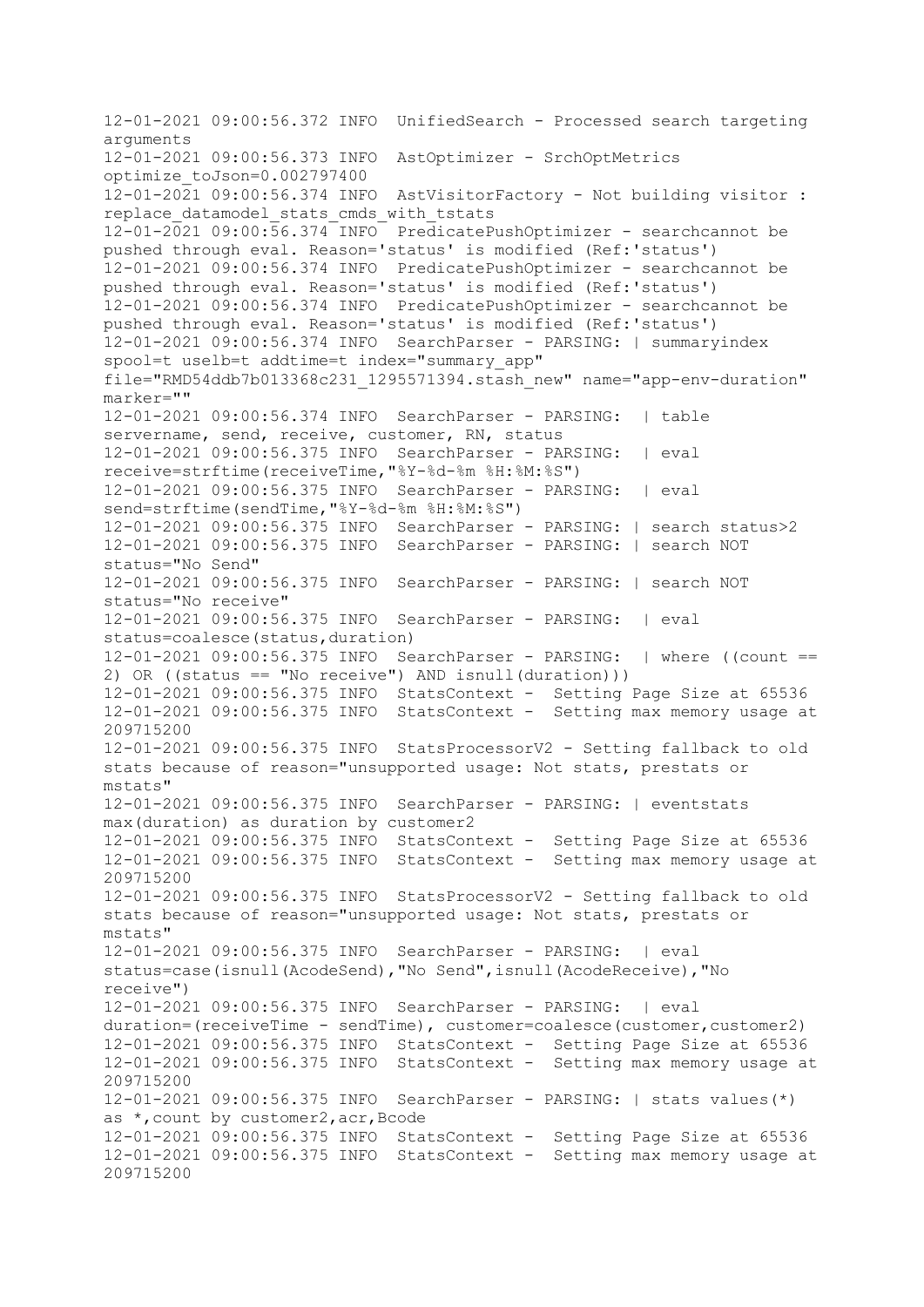```
12-01-2021 09:00:56.372 INFO  UnifiedSearch - Processed search targeting
arguments
12-01-2021 09:00:56.373 INFO  AstOptimizer - SrchOptMetrics
optimize_toJson=0.002797400
12-01-2021 09:00:56.374 INFO  AstVisitorFactory - Not building visitor :
replace_datamodel_stats_cmds_with_tstats
12-01-2021 09:00:56.374 INFO  PredicatePushOptimizer - searchcannot be
pushed through eval. Reason='status' is modified (Ref:'status')
12-01-2021 09:00:56.374 INFO  PredicatePushOptimizer - searchcannot be
pushed through eval. Reason='status' is modified (Ref:'status')
12-01-2021 09:00:56.374 INFO  PredicatePushOptimizer - searchcannot be
pushed through eval. Reason='status' is modified (Ref:'status')
12-01-2021 09:00:56.374 INFO  SearchParser - PARSING: | summaryindex
spool=t uselb=t addtime=t index="summary_app"
file="RMD54ddb7b013368c231_1295571394.stash_new" name="app-env-duration"
marker=""
12-01-2021 09:00:56.374 INFO  SearchParser - PARSING:  | table
servername, send, receive, customer, RN, status
12-01-2021 09:00:56.375 INFO  SearchParser - PARSING:  | eval
receive=strftime(receiveTime,"%Y-%d-%m %H:%M:%S")
12-01-2021 09:00:56.375 INFO  SearchParser - PARSING:  | eval
send=strftime(sendTime,"%Y-%d-%m %H:%M:%S")
12-01-2021 09:00:56.375 INFO  SearchParser - PARSING: | search status>2
12-01-2021 09:00:56.375 INFO  SearchParser - PARSING: | search NOT
status="No Send"
12-01-2021 09:00:56.375 INFO  SearchParser - PARSING: | search NOT
status="No receive"
12-01-2021 09:00:56.375 INFO  SearchParser - PARSING:  | eval
status=coalesce(status,duration)
12-01-2021 09:00:56.375 INFO  SearchParser - PARSING:  | where ((count ==
2) OR ((status == "No receive") AND isnull(duration)))
12-01-2021 09:00:56.375 INFO  StatsContext -  Setting Page Size at 65536
12-01-2021 09:00:56.375 INFO  StatsContext -  Setting max memory usage at
209715200
12-01-2021 09:00:56.375 INFO  StatsProcessorV2 - Setting fallback to old
stats because of reason="unsupported usage: Not stats, prestats or
mstats"
12-01-2021 09:00:56.375 INFO  SearchParser - PARSING: | eventstats
max(duration) as duration by customer2
12-01-2021 09:00:56.375 INFO  StatsContext -  Setting Page Size at 65536
12-01-2021 09:00:56.375 INFO  StatsContext -  Setting max memory usage at
209715200
12-01-2021 09:00:56.375 INFO  StatsProcessorV2 - Setting fallback to old
stats because of reason="unsupported usage: Not stats, prestats or
mstats"
12-01-2021 09:00:56.375 INFO  SearchParser - PARSING:  | eval
status=case(isnull(AcodeSend),"No Send",isnull(AcodeReceive),"No
receive")
12-01-2021 09:00:56.375 INFO  SearchParser - PARSING:  | eval
duration=(receiveTime - sendTime), customer=coalesce(customer,customer2)
12-01-2021 09:00:56.375 INFO  StatsContext -  Setting Page Size at 65536
12-01-2021 09:00:56.375 INFO  StatsContext -  Setting max memory usage at
209715200
12-01-2021 09:00:56.375 INFO  SearchParser - PARSING: | stats values(*)
as *,count by customer2,acr,Bcode
12-01-2021 09:00:56.375 INFO  StatsContext -  Setting Page Size at 65536
12-01-2021 09:00:56.375 INFO  StatsContext -  Setting max memory usage at
209715200
```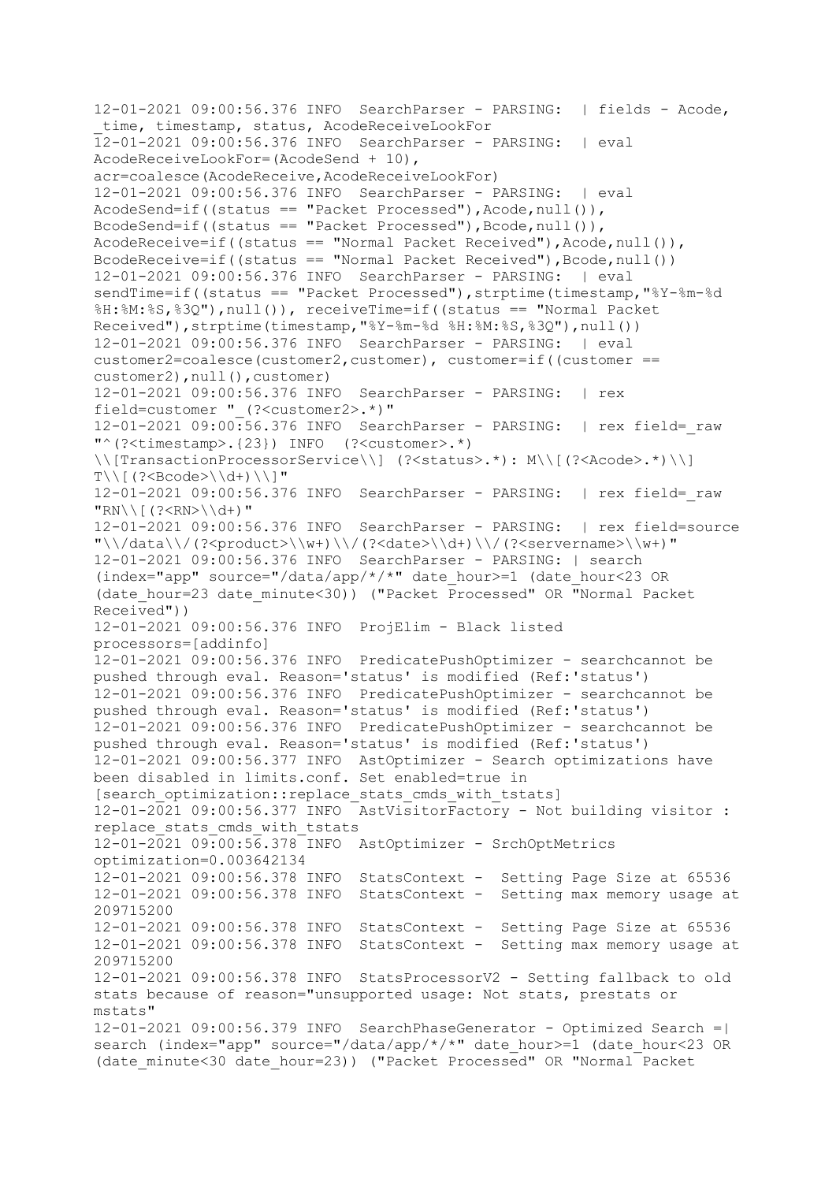```
12-01-2021 09:00:56.376 INFO  SearchParser - PARSING:  | fields - Acode,
_time, timestamp, status, AcodeReceiveLookFor
12-01-2021 09:00:56.376 INFO  SearchParser - PARSING:  | eval
AcodeReceiveLookFor=(AcodeSend + 10),
acr=coalesce(AcodeReceive,AcodeReceiveLookFor)
12-01-2021 09:00:56.376 INFO  SearchParser - PARSING:  | eval
AcodeSend=if((status == "Packet Processed"),Acode,null()),
BcodeSend=if((status == "Packet Processed"),Bcode,null()),
AcodeReceive=if((status == "Normal Packet Received"),Acode,null()),
BcodeReceive=if((status == "Normal Packet Received"),Bcode,null())
12-01-2021 09:00:56.376 INFO  SearchParser - PARSING:  | eval
sendTime=if((status == "Packet Processed"),strptime(timestamp,"%Y-%m-%d
%H:%M:%S,%3Q"),null()), receiveTime=if((status == "Normal Packet
Received"),strptime(timestamp,"%Y-%m-%d %H:%M:%S,%3Q"),null())
12-01-2021 09:00:56.376 INFO  SearchParser - PARSING:  | eval
customer2=coalesce(customer2,customer), customer=if((customer ==
customer2),null(),customer)
12-01-2021 09:00:56.376 INFO  SearchParser - PARSING:  | rex
field=customer "_(?<customer2>.*)"
12-01-2021 09:00:56.376 INFO  SearchParser - PARSING:  | rex field=_raw
"^(?<timestamp>.{23}) INFO  (?<customer>.*)
\\[TransactionProcessorService\\] (?<status>.*): M\\[(?<Acode>.*)\\]
T\\[(?<Bcode>\\d+)\\]"
12-01-2021 09:00:56.376 INFO  SearchParser - PARSING:  | rex field=_raw
"RN\\[(?<RN>\\d+)"
12-01-2021 09:00:56.376 INFO  SearchParser - PARSING:  | rex field=source
"\\/data\\/(?<product>\\w+)\\/(?<date>\\d+)\\/(?<servername>\\w+)"
12-01-2021 09:00:56.376 INFO  SearchParser - PARSING: | search
(index="app" source="/data/app/*/*" date_hour>=1 (date_hour<23 OR
(date_hour=23 date_minute<30)) ("Packet Processed" OR "Normal Packet
Received"))
12-01-2021 09:00:56.376 INFO  ProjElim - Black listed
processors=[addinfo]
12-01-2021 09:00:56.376 INFO  PredicatePushOptimizer - searchcannot be
pushed through eval. Reason='status' is modified (Ref:'status')
12-01-2021 09:00:56.376 INFO  PredicatePushOptimizer - searchcannot be
pushed through eval. Reason='status' is modified (Ref:'status')
12-01-2021 09:00:56.376 INFO  PredicatePushOptimizer - searchcannot be
pushed through eval. Reason='status' is modified (Ref:'status')
12-01-2021 09:00:56.377 INFO  AstOptimizer - Search optimizations have
been disabled in limits.conf. Set enabled=true in
[search_optimization::replace_stats_cmds_with_tstats]
12-01-2021 09:00:56.377 INFO  AstVisitorFactory - Not building visitor :
replace_stats_cmds_with_tstats
12-01-2021 09:00:56.378 INFO  AstOptimizer - SrchOptMetrics
optimization=0.003642134
12-01-2021 09:00:56.378 INFO  StatsContext -  Setting Page Size at 65536
12-01-2021 09:00:56.378 INFO  StatsContext -  Setting max memory usage at
209715200
12-01-2021 09:00:56.378 INFO  StatsContext -  Setting Page Size at 65536
12-01-2021 09:00:56.378 INFO  StatsContext -  Setting max memory usage at
209715200
12-01-2021 09:00:56.378 INFO  StatsProcessorV2 - Setting fallback to old
stats because of reason="unsupported usage: Not stats, prestats or
mstats"
12-01-2021 09:00:56.379 INFO  SearchPhaseGenerator - Optimized Search =|
search (index="app" source="/data/app/*/*" date_hour>=1 (date_hour<23 OR
(date_minute<30 date_hour=23)) ("Packet Processed" OR "Normal Packet
```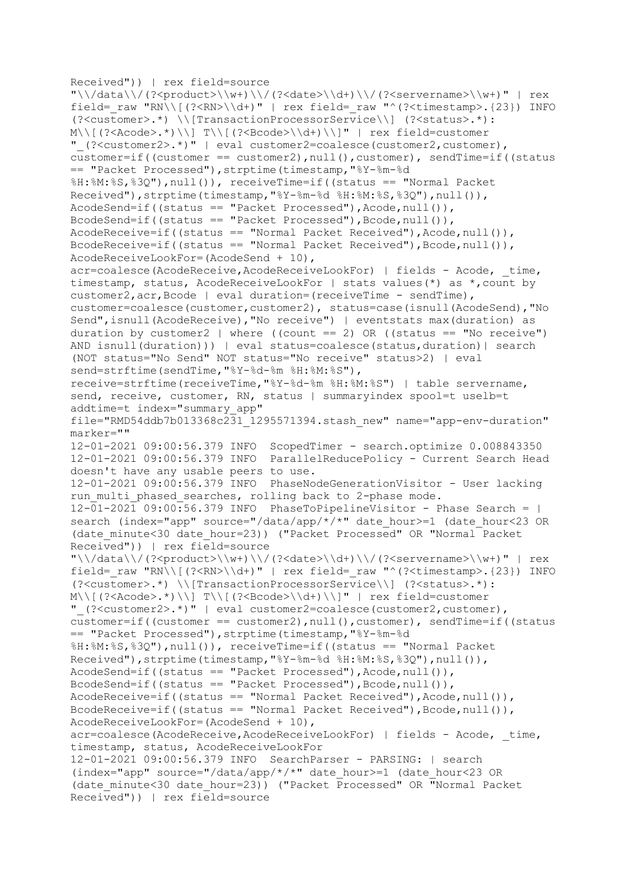```
Received")) | rex field=source
"\\/data\\/(?<product>\\w+)\\/(?<date>\\d+)\\/(?<servername>\\w+)" | rex
field=_raw "RN\\[(?<RN>\\d+)" | rex field=_raw "^(?<timestamp>.{23}) INFO
(?<customer>.*) \\[TransactionProcessorService\\] (?<status>.*):
M\\[(?<Acode>.*)\\] T\\[(?<Bcode>\\d+)\\]" | rex field=customer
"_(?<customer2>.*)" | eval customer2=coalesce(customer2,customer),
customer=if((customer == customer2),null(),customer), sendTime=if((status
== "Packet Processed"),strptime(timestamp,"%Y-%m-%d
%H:%M:%S,%3Q"),null()), receiveTime=if((status == "Normal Packet
Received"),strptime(timestamp,"%Y-%m-%d %H:%M:%S,%3Q"),null()),
AcodeSend=if((status == "Packet Processed"),Acode,null()),
BcodeSend=if((status == "Packet Processed"),Bcode,null()),
AcodeReceive=if((status == "Normal Packet Received"),Acode,null()),
BcodeReceive=if((status == "Normal Packet Received"),Bcode,null()),
AcodeReceiveLookFor=(AcodeSend + 10),
acr=coalesce(AcodeReceive,AcodeReceiveLookFor) | fields - Acode, _time,
timestamp, status, AcodeReceiveLookFor | stats values(*) as *,count by
customer2,acr,Bcode | eval duration=(receiveTime - sendTime),
customer=coalesce(customer,customer2), status=case(isnull(AcodeSend),"No
Send",isnull(AcodeReceive),"No receive") | eventstats max(duration) as
duration by customer2 | where ((count == 2) OR ((status == "No receive")
AND isnull(duration))) | eval status=coalesce(status,duration)| search
(NOT status="No Send" NOT status="No receive" status>2) | eval
send=strftime(sendTime,"%Y-%d-%m %H:%M:%S"),
receive=strftime(receiveTime,"%Y-%d-%m %H:%M:%S") | table servername,
send, receive, customer, RN, status | summaryindex spool=t uselb=t
addtime=t index="summary_app"
file="RMD54ddb7b013368c231_1295571394.stash_new" name="app-env-duration"
marker=""
12-01-2021 09:00:56.379 INFO  ScopedTimer - search.optimize 0.008843350
12-01-2021 09:00:56.379 INFO  ParallelReducePolicy - Current Search Head
doesn't have any usable peers to use.
12-01-2021 09:00:56.379 INFO  PhaseNodeGenerationVisitor - User lacking
run_multi_phased_searches, rolling back to 2-phase mode.
12-01-2021 09:00:56.379 INFO  PhaseToPipelineVisitor - Phase Search = |
search (index="app" source="/data/app/*/*" date_hour>=1 (date_hour<23 OR
(date_minute<30 date_hour=23)) ("Packet Processed" OR "Normal Packet
Received")) | rex field=source
"\\/data\\/(?<product>\\w+)\\/(?<date>\\d+)\\/(?<servername>\\w+)" | rex
field=_raw "RN\\[(?<RN>\\d+)" | rex field=_raw "^(?<timestamp>.{23}) INFO
(?<customer>.*) \\[TransactionProcessorService\\] (?<status>.*):
M\\[(?<Acode>.*)\\] T\\[(?<Bcode>\\d+)\\]" | rex field=customer
"_(?<customer2>.*)" | eval customer2=coalesce(customer2,customer),
customer=if((customer == customer2),null(),customer), sendTime=if((status
== "Packet Processed"),strptime(timestamp,"%Y-%m-%d
%H:%M:%S,%3Q"),null()), receiveTime=if((status == "Normal Packet
Received"),strptime(timestamp,"%Y-%m-%d %H:%M:%S,%3Q"),null()),
AcodeSend=if((status == "Packet Processed"),Acode,null()),
BcodeSend=if((status == "Packet Processed"),Bcode,null()),
AcodeReceive=if((status == "Normal Packet Received"),Acode,null()),
BcodeReceive=if((status == "Normal Packet Received"),Bcode,null()),
AcodeReceiveLookFor=(AcodeSend + 10),
acr=coalesce(AcodeReceive,AcodeReceiveLookFor) | fields - Acode, _time,
timestamp, status, AcodeReceiveLookFor
12-01-2021 09:00:56.379 INFO  SearchParser - PARSING: | search
(index="app" source="/data/app/*/*" date_hour>=1 (date_hour<23 OR
(date_minute<30 date_hour=23)) ("Packet Processed" OR "Normal Packet
Received")) | rex field=source
```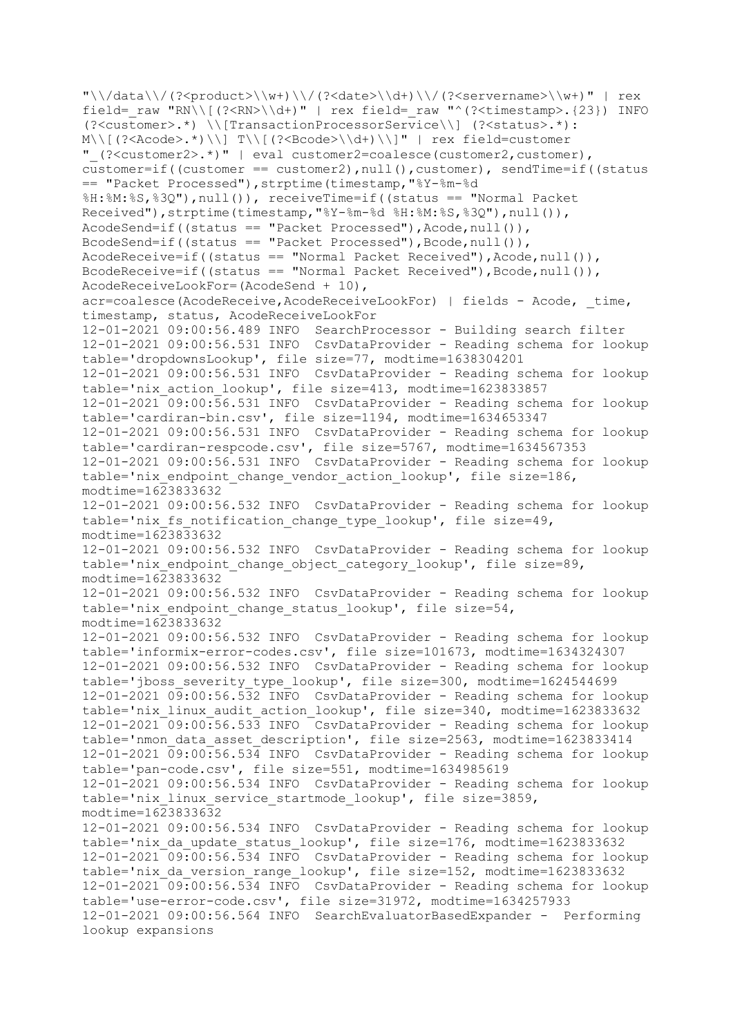```
"\\/data\\/(?<product>\\w+)\\/(?<date>\\d+)\\/(?<servername>\\w+)" | rex
field=_raw "RN\\[(?<RN>\\d+)" | rex field=_raw "^(?<timestamp>.{23}) INFO
(?<customer>.*) \\[TransactionProcessorService\\] (?<status>.*):
M\\[(?<Acode>.*)\\] T\\[(?<Bcode>\\d+)\\]" | rex field=customer
"_(?<customer2>.*)" | eval customer2=coalesce(customer2,customer),
customer=if((customer == customer2),null(),customer), sendTime=if((status
== "Packet Processed"),strptime(timestamp,"%Y-%m-%d
%H:%M:%S,%3Q"),null()), receiveTime=if((status == "Normal Packet
Received"),strptime(timestamp,"%Y-%m-%d %H:%M:%S,%3Q"),null()),
AcodeSend=if((status == "Packet Processed"),Acode,null()),
BcodeSend=if((status == "Packet Processed"),Bcode,null()),
AcodeReceive=if((status == "Normal Packet Received"),Acode,null()),
BcodeReceive=if((status == "Normal Packet Received"),Bcode,null()),
AcodeReceiveLookFor=(AcodeSend + 10),
acr=coalesce(AcodeReceive,AcodeReceiveLookFor) | fields - Acode, _time,
timestamp, status, AcodeReceiveLookFor
12-01-2021 09:00:56.489 INFO  SearchProcessor - Building search filter
12-01-2021 09:00:56.531 INFO  CsvDataProvider - Reading schema for lookup
table='dropdownsLookup', file size=77, modtime=1638304201
12-01-2021 09:00:56.531 INFO  CsvDataProvider - Reading schema for lookup
table='nix_action_lookup', file size=413, modtime=1623833857
12-01-2021 09:00:56.531 INFO  CsvDataProvider - Reading schema for lookup
table='cardiran-bin.csv', file size=1194, modtime=1634653347
12-01-2021 09:00:56.531 INFO  CsvDataProvider - Reading schema for lookup
table='cardiran-respcode.csv', file size=5767, modtime=1634567353
12-01-2021 09:00:56.531 INFO  CsvDataProvider - Reading schema for lookup
table='nix_endpoint_change_vendor_action_lookup', file size=186,
modtime=1623833632
12-01-2021 09:00:56.532 INFO  CsvDataProvider - Reading schema for lookup
table='nix_fs_notification_change_type_lookup', file size=49,
modtime=1623833632
12-01-2021 09:00:56.532 INFO  CsvDataProvider - Reading schema for lookup
table='nix_endpoint_change_object_category_lookup', file size=89,
modtime=1623833632
12-01-2021 09:00:56.532 INFO  CsvDataProvider - Reading schema for lookup
table='nix_endpoint_change_status_lookup', file size=54,
modtime=1623833632
12-01-2021 09:00:56.532 INFO  CsvDataProvider - Reading schema for lookup
table='informix-error-codes.csv', file size=101673, modtime=1634324307
12-01-2021 09:00:56.532 INFO  CsvDataProvider - Reading schema for lookup
table='jboss_severity_type_lookup', file size=300, modtime=1624544699
12-01-2021 09:00:56.532 INFO  CsvDataProvider - Reading schema for lookup
table='nix_linux_audit_action_lookup', file size=340, modtime=1623833632
12-01-2021 09:00:56.533 INFO  CsvDataProvider - Reading schema for lookup
table='nmon_data_asset_description', file size=2563, modtime=1623833414
12-01-2021 09:00:56.534 INFO  CsvDataProvider - Reading schema for lookup
table='pan-code.csv', file size=551, modtime=1634985619
12-01-2021 09:00:56.534 INFO  CsvDataProvider - Reading schema for lookup
table='nix_linux_service_startmode_lookup', file size=3859,
modtime=1623833632
12-01-2021 09:00:56.534 INFO  CsvDataProvider - Reading schema for lookup
table='nix_da_update_status_lookup', file size=176, modtime=1623833632
12-01-2021 09:00:56.534 INFO  CsvDataProvider - Reading schema for lookup
table='nix_da_version_range_lookup', file size=152, modtime=1623833632
12-01-2021 09:00:56.534 INFO  CsvDataProvider - Reading schema for lookup
table='use-error-code.csv', file size=31972, modtime=1634257933
12-01-2021 09:00:56.564 INFO  SearchEvaluatorBasedExpander -  Performing
lookup expansions
```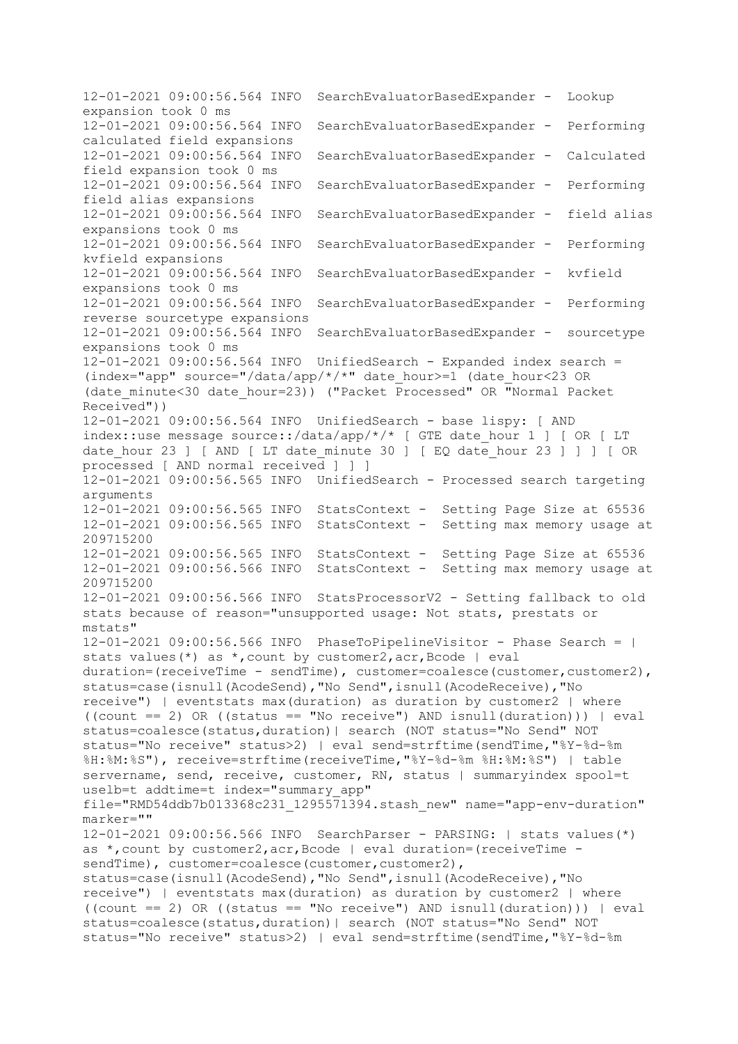```
12-01-2021 09:00:56.564 INFO  SearchEvaluatorBasedExpander -  Lookup
expansion took 0 ms
12-01-2021 09:00:56.564 INFO  SearchEvaluatorBasedExpander -  Performing
calculated field expansions
12-01-2021 09:00:56.564 INFO  SearchEvaluatorBasedExpander -  Calculated
field expansion took 0 ms
12-01-2021 09:00:56.564 INFO  SearchEvaluatorBasedExpander -  Performing
field alias expansions
12-01-2021 09:00:56.564 INFO  SearchEvaluatorBasedExpander -  field alias
expansions took 0 ms
12-01-2021 09:00:56.564 INFO  SearchEvaluatorBasedExpander -  Performing
kvfield expansions
12-01-2021 09:00:56.564 INFO  SearchEvaluatorBasedExpander -  kvfield
expansions took 0 ms
12-01-2021 09:00:56.564 INFO  SearchEvaluatorBasedExpander -  Performing
reverse sourcetype expansions
12-01-2021 09:00:56.564 INFO  SearchEvaluatorBasedExpander -  sourcetype
expansions took 0 ms
12-01-2021 09:00:56.564 INFO  UnifiedSearch - Expanded index search =
(index="app" source="/data/app/*/*" date_hour>=1 (date_hour<23 OR
(date_minute<30 date_hour=23)) ("Packet Processed" OR "Normal Packet
Received"))
12-01-2021 09:00:56.564 INFO  UnifiedSearch - base lispy: [ AND
index::use message source::/data/app/*/* [ GTE date_hour 1 ] [ OR [ LT
date_hour 23 ] [ AND [ LT date_minute 30 ] [ EQ date_hour 23 ] ] ] [ OR
processed [ AND normal received ] ] ]
12-01-2021 09:00:56.565 INFO  UnifiedSearch - Processed search targeting
arguments
12-01-2021 09:00:56.565 INFO  StatsContext -  Setting Page Size at 65536
12-01-2021 09:00:56.565 INFO  StatsContext -  Setting max memory usage at
209715200
12-01-2021 09:00:56.565 INFO  StatsContext -  Setting Page Size at 65536
12-01-2021 09:00:56.566 INFO  StatsContext -  Setting max memory usage at
209715200
12-01-2021 09:00:56.566 INFO  StatsProcessorV2 - Setting fallback to old
stats because of reason="unsupported usage: Not stats, prestats or
mstats"
12-01-2021 09:00:56.566 INFO  PhaseToPipelineVisitor - Phase Search = |
stats values(*) as *,count by customer2,acr,Bcode | eval
duration=(receiveTime - sendTime), customer=coalesce(customer,customer2),
status=case(isnull(AcodeSend),"No Send",isnull(AcodeReceive),"No
receive") | eventstats max(duration) as duration by customer2 | where
((count == 2) OR ((status == "No receive") AND isnull(duration))) | eval
status=coalesce(status,duration)| search (NOT status="No Send" NOT
status="No receive" status>2) | eval send=strftime(sendTime,"%Y-%d-%m
%H:%M:%S"), receive=strftime(receiveTime,"%Y-%d-%m %H:%M:%S") | table
servername, send, receive, customer, RN, status | summaryindex spool=t
uselb=t addtime=t index="summary_app"
file="RMD54ddb7b013368c231_1295571394.stash_new" name="app-env-duration"
marker=""
12-01-2021 09:00:56.566 INFO  SearchParser - PARSING: | stats values(*)
as *,count by customer2,acr,Bcode | eval duration=(receiveTime -
sendTime), customer=coalesce(customer,customer2),
status=case(isnull(AcodeSend),"No Send",isnull(AcodeReceive),"No
receive") | eventstats max(duration) as duration by customer2 | where
((count == 2) OR ((status == "No receive") AND isnull(duration))) | eval
status=coalesce(status,duration)| search (NOT status="No Send" NOT
status="No receive" status>2) | eval send=strftime(sendTime,"%Y-%d-%m
```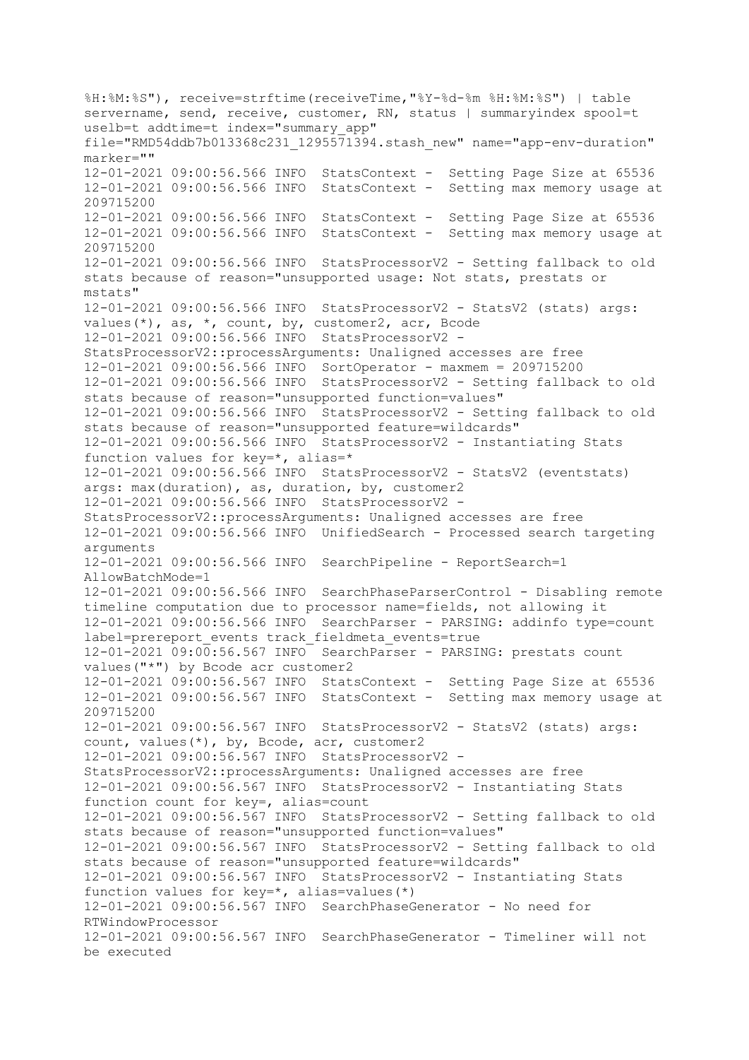```
%H:%M:%S"), receive=strftime(receiveTime,"%Y-%d-%m %H:%M:%S") | table
servername, send, receive, customer, RN, status | summaryindex spool=t
uselb=t addtime=t index="summary_app"
file="RMD54ddb7b013368c231_1295571394.stash_new" name="app-env-duration"
marker=""
12-01-2021 09:00:56.566 INFO  StatsContext -  Setting Page Size at 65536
12-01-2021 09:00:56.566 INFO  StatsContext -  Setting max memory usage at
209715200
12-01-2021 09:00:56.566 INFO  StatsContext -  Setting Page Size at 65536
12-01-2021 09:00:56.566 INFO  StatsContext -  Setting max memory usage at
209715200
12-01-2021 09:00:56.566 INFO  StatsProcessorV2 - Setting fallback to old
stats because of reason="unsupported usage: Not stats, prestats or
mstats"
12-01-2021 09:00:56.566 INFO  StatsProcessorV2 - StatsV2 (stats) args:
values(*), as, *, count, by, customer2, acr, Bcode
12-01-2021 09:00:56.566 INFO  StatsProcessorV2 -
StatsProcessorV2::processArguments: Unaligned accesses are free
12-01-2021 09:00:56.566 INFO  SortOperator - maxmem = 209715200
12-01-2021 09:00:56.566 INFO  StatsProcessorV2 - Setting fallback to old
stats because of reason="unsupported function=values"
12-01-2021 09:00:56.566 INFO  StatsProcessorV2 - Setting fallback to old
stats because of reason="unsupported feature=wildcards"
12-01-2021 09:00:56.566 INFO  StatsProcessorV2 - Instantiating Stats
function values for key=*, alias=*
12-01-2021 09:00:56.566 INFO  StatsProcessorV2 - StatsV2 (eventstats)
args: max(duration), as, duration, by, customer2
12-01-2021 09:00:56.566 INFO  StatsProcessorV2 -
StatsProcessorV2::processArguments: Unaligned accesses are free
12-01-2021 09:00:56.566 INFO  UnifiedSearch - Processed search targeting
arguments
12-01-2021 09:00:56.566 INFO  SearchPipeline - ReportSearch=1
AllowBatchMode=1
12-01-2021 09:00:56.566 INFO  SearchPhaseParserControl - Disabling remote
timeline computation due to processor name=fields, not allowing it
12-01-2021 09:00:56.566 INFO  SearchParser - PARSING: addinfo type=count
label=prereport_events track_fieldmeta_events=true
12-01-2021 09:00:56.567 INFO  SearchParser - PARSING: prestats count
values("*") by Bcode acr customer2
12-01-2021 09:00:56.567 INFO  StatsContext -  Setting Page Size at 65536
12-01-2021 09:00:56.567 INFO  StatsContext -  Setting max memory usage at
209715200
12-01-2021 09:00:56.567 INFO  StatsProcessorV2 - StatsV2 (stats) args:
count, values(*), by, Bcode, acr, customer2
12-01-2021 09:00:56.567 INFO  StatsProcessorV2 -
StatsProcessorV2::processArguments: Unaligned accesses are free
12-01-2021 09:00:56.567 INFO  StatsProcessorV2 - Instantiating Stats
function count for key=, alias=count
12-01-2021 09:00:56.567 INFO  StatsProcessorV2 - Setting fallback to old
stats because of reason="unsupported function=values"
12-01-2021 09:00:56.567 INFO  StatsProcessorV2 - Setting fallback to old
stats because of reason="unsupported feature=wildcards"
12-01-2021 09:00:56.567 INFO  StatsProcessorV2 - Instantiating Stats
function values for key=*, alias=values(*)
12-01-2021 09:00:56.567 INFO  SearchPhaseGenerator - No need for
RTWindowProcessor
12-01-2021 09:00:56.567 INFO  SearchPhaseGenerator - Timeliner will not
be executed
```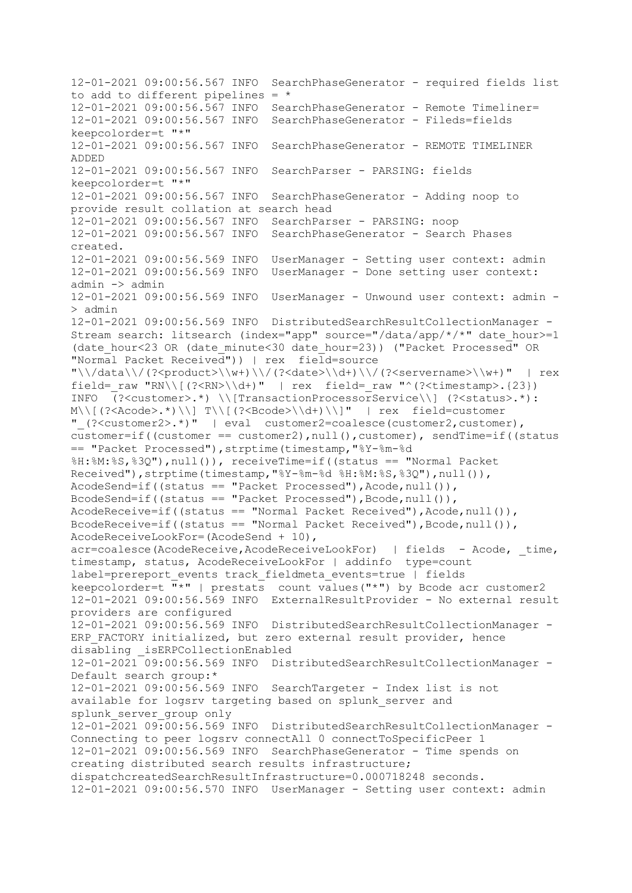```
12-01-2021 09:00:56.567 INFO  SearchPhaseGenerator - required fields list
to add to different pipelines = *
12-01-2021 09:00:56.567 INFO  SearchPhaseGenerator - Remote Timeliner=
12-01-2021 09:00:56.567 INFO  SearchPhaseGenerator - Fileds=fields
keepcolorder=t "*"
12-01-2021 09:00:56.567 INFO  SearchPhaseGenerator - REMOTE TIMELINER
ADDED
12-01-2021 09:00:56.567 INFO  SearchParser - PARSING: fields
keepcolorder=t "*"
12-01-2021 09:00:56.567 INFO  SearchPhaseGenerator - Adding noop to
provide result collation at search head
12-01-2021 09:00:56.567 INFO  SearchParser - PARSING: noop
12-01-2021 09:00:56.567 INFO  SearchPhaseGenerator - Search Phases
created.
12-01-2021 09:00:56.569 INFO  UserManager - Setting user context: admin
12-01-2021 09:00:56.569 INFO  UserManager - Done setting user context:
admin -> admin
12-01-2021 09:00:56.569 INFO  UserManager - Unwound user context: admin -
> admin
12-01-2021 09:00:56.569 INFO  DistributedSearchResultCollectionManager -
Stream search: litsearch (index="app" source="/data/app/*/*" date_hour>=1
(date_hour<23 OR (date_minute<30 date_hour=23)) ("Packet Processed" OR
"Normal Packet Received")) | rex  field=source
"\\/data\\/(?<product>\\w+)\\/(?<date>\\d+)\\/(?<servername>\\w+)"  | rex
field=_raw "RN\\[(?<RN>\\d+)"  | rex  field=_raw "^(?<timestamp>.{23})
INFO  (?<customer>.*) \\[TransactionProcessorService\\] (?<status>.*):
M\\[(?<Acode>.*)\\] T\\[(?<Bcode>\\d+)\\]"  | rex  field=customer
"_(?<customer2>.*)"  | eval  customer2=coalesce(customer2,customer),
customer=if((customer == customer2),null(),customer), sendTime=if((status
== "Packet Processed"),strptime(timestamp,"%Y-%m-%d
%H:%M:%S,%3Q"),null()), receiveTime=if((status == "Normal Packet
Received"),strptime(timestamp,"%Y-%m-%d %H:%M:%S,%3Q"),null()),
AcodeSend=if((status == "Packet Processed"),Acode,null()),
BcodeSend=if((status == "Packet Processed"),Bcode,null()),
AcodeReceive=if((status == "Normal Packet Received"),Acode,null()),
BcodeReceive=if((status == "Normal Packet Received"),Bcode,null()),
AcodeReceiveLookFor=(AcodeSend + 10),
acr=coalesce(AcodeReceive,AcodeReceiveLookFor)  | fields  - Acode, _time,
timestamp, status, AcodeReceiveLookFor | addinfo  type=count
label=prereport_events track_fieldmeta_events=true | fields
keepcolorder=t "*" | prestats  count values("*") by Bcode acr customer2
12-01-2021 09:00:56.569 INFO  ExternalResultProvider - No external result
providers are configured
12-01-2021 09:00:56.569 INFO  DistributedSearchResultCollectionManager -
ERP_FACTORY initialized, but zero external result provider, hence
disabling _isERPCollectionEnabled
12-01-2021 09:00:56.569 INFO  DistributedSearchResultCollectionManager -
Default search group:*
12-01-2021 09:00:56.569 INFO  SearchTargeter - Index list is not
available for logsrv targeting based on splunk_server and
splunk_server_group only
12-01-2021 09:00:56.569 INFO  DistributedSearchResultCollectionManager -
Connecting to peer logsrv connectAll 0 connectToSpecificPeer 1
12-01-2021 09:00:56.569 INFO  SearchPhaseGenerator - Time spends on
creating distributed search results infrastructure;
dispatchcreatedSearchResultInfrastructure=0.000718248 seconds.
12-01-2021 09:00:56.570 INFO  UserManager - Setting user context: admin
```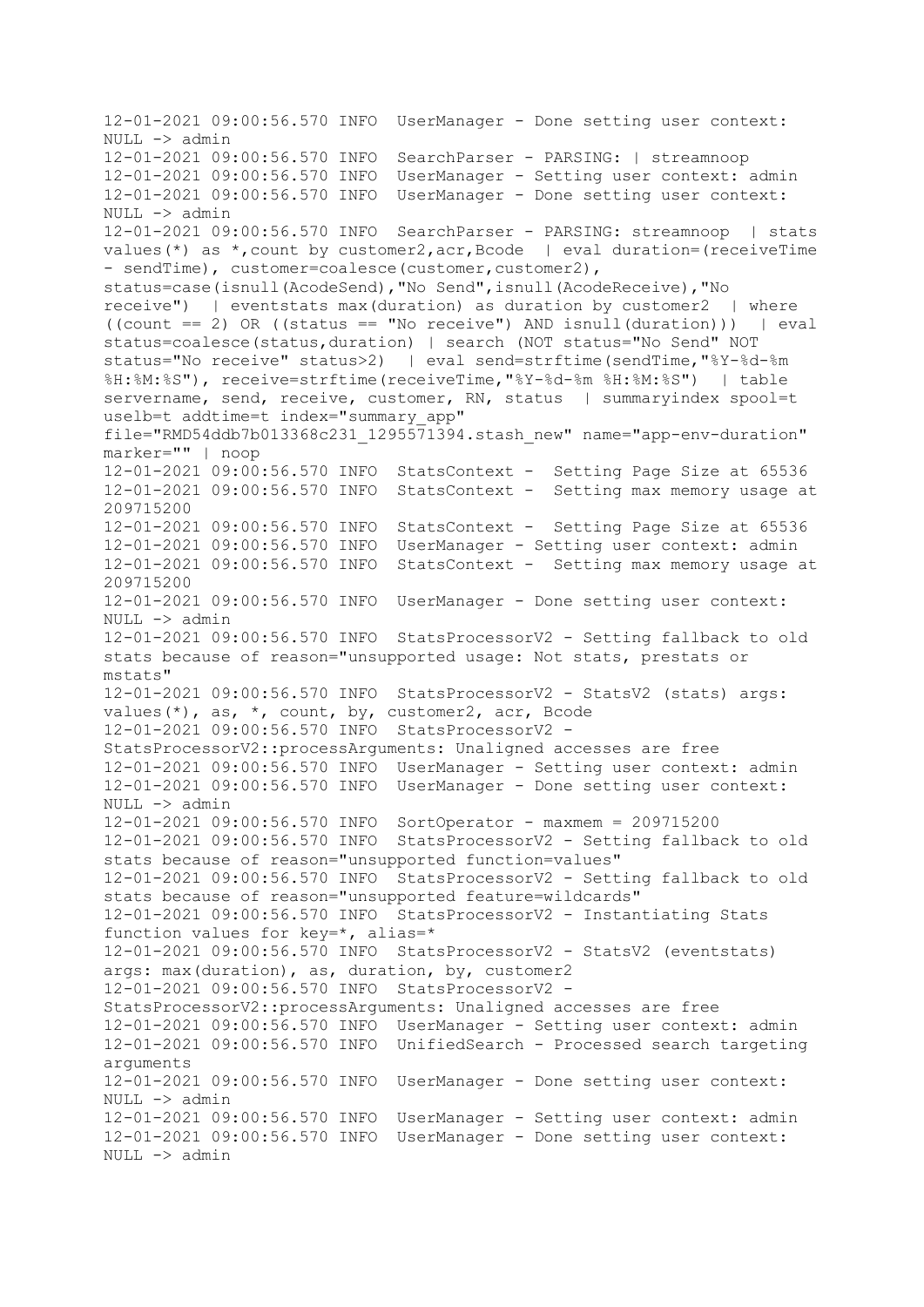```
12-01-2021 09:00:56.570 INFO  UserManager - Done setting user context:
NULL -> admin
12-01-2021 09:00:56.570 INFO  SearchParser - PARSING: | streamnoop
12-01-2021 09:00:56.570 INFO  UserManager - Setting user context: admin
12-01-2021 09:00:56.570 INFO  UserManager - Done setting user context:
NULL -> admin
12-01-2021 09:00:56.570 INFO  SearchParser - PARSING: streamnoop  | stats
values(*) as *,count by customer2,acr,Bcode  | eval duration=(receiveTime
- sendTime), customer=coalesce(customer,customer2),
status=case(isnull(AcodeSend),"No Send",isnull(AcodeReceive),"No
receive")  | eventstats max(duration) as duration by customer2  | where
((count == 2) OR ((status == "No receive") AND isnull(duration)))  | eval
status=coalesce(status,duration) | search (NOT status="No Send" NOT
status="No receive" status>2)  | eval send=strftime(sendTime,"%Y-%d-%m
%H:%M:%S"), receive=strftime(receiveTime,"%Y-%d-%m %H:%M:%S")  | table
servername, send, receive, customer, RN, status  | summaryindex spool=t
uselb=t addtime=t index="summary_app"
file="RMD54ddb7b013368c231_1295571394.stash_new" name="app-env-duration"
marker="" | noop
12-01-2021 09:00:56.570 INFO  StatsContext -  Setting Page Size at 65536
12-01-2021 09:00:56.570 INFO  StatsContext -  Setting max memory usage at
209715200
12-01-2021 09:00:56.570 INFO  StatsContext -  Setting Page Size at 65536
12-01-2021 09:00:56.570 INFO  UserManager - Setting user context: admin
12-01-2021 09:00:56.570 INFO  StatsContext -  Setting max memory usage at
209715200
12-01-2021 09:00:56.570 INFO  UserManager - Done setting user context:
NULL -> admin
12-01-2021 09:00:56.570 INFO  StatsProcessorV2 - Setting fallback to old
stats because of reason="unsupported usage: Not stats, prestats or
mstats"
12-01-2021 09:00:56.570 INFO  StatsProcessorV2 - StatsV2 (stats) args:
values(*), as, *, count, by, customer2, acr, Bcode
12-01-2021 09:00:56.570 INFO  StatsProcessorV2 -
StatsProcessorV2::processArguments: Unaligned accesses are free
12-01-2021 09:00:56.570 INFO  UserManager - Setting user context: admin
12-01-2021 09:00:56.570 INFO  UserManager - Done setting user context:
NULL -> admin
12-01-2021 09:00:56.570 INFO  SortOperator - maxmem = 209715200
12-01-2021 09:00:56.570 INFO  StatsProcessorV2 - Setting fallback to old
stats because of reason="unsupported function=values"
12-01-2021 09:00:56.570 INFO  StatsProcessorV2 - Setting fallback to old
stats because of reason="unsupported feature=wildcards"
12-01-2021 09:00:56.570 INFO  StatsProcessorV2 - Instantiating Stats
function values for key=*, alias=*
12-01-2021 09:00:56.570 INFO  StatsProcessorV2 - StatsV2 (eventstats)
args: max(duration), as, duration, by, customer2
12-01-2021 09:00:56.570 INFO  StatsProcessorV2 -
StatsProcessorV2::processArguments: Unaligned accesses are free
12-01-2021 09:00:56.570 INFO  UserManager - Setting user context: admin
12-01-2021 09:00:56.570 INFO  UnifiedSearch - Processed search targeting
arguments
12-01-2021 09:00:56.570 INFO  UserManager - Done setting user context:
NULL -> admin
12-01-2021 09:00:56.570 INFO  UserManager - Setting user context: admin
12-01-2021 09:00:56.570 INFO  UserManager - Done setting user context:
NULL -> admin
```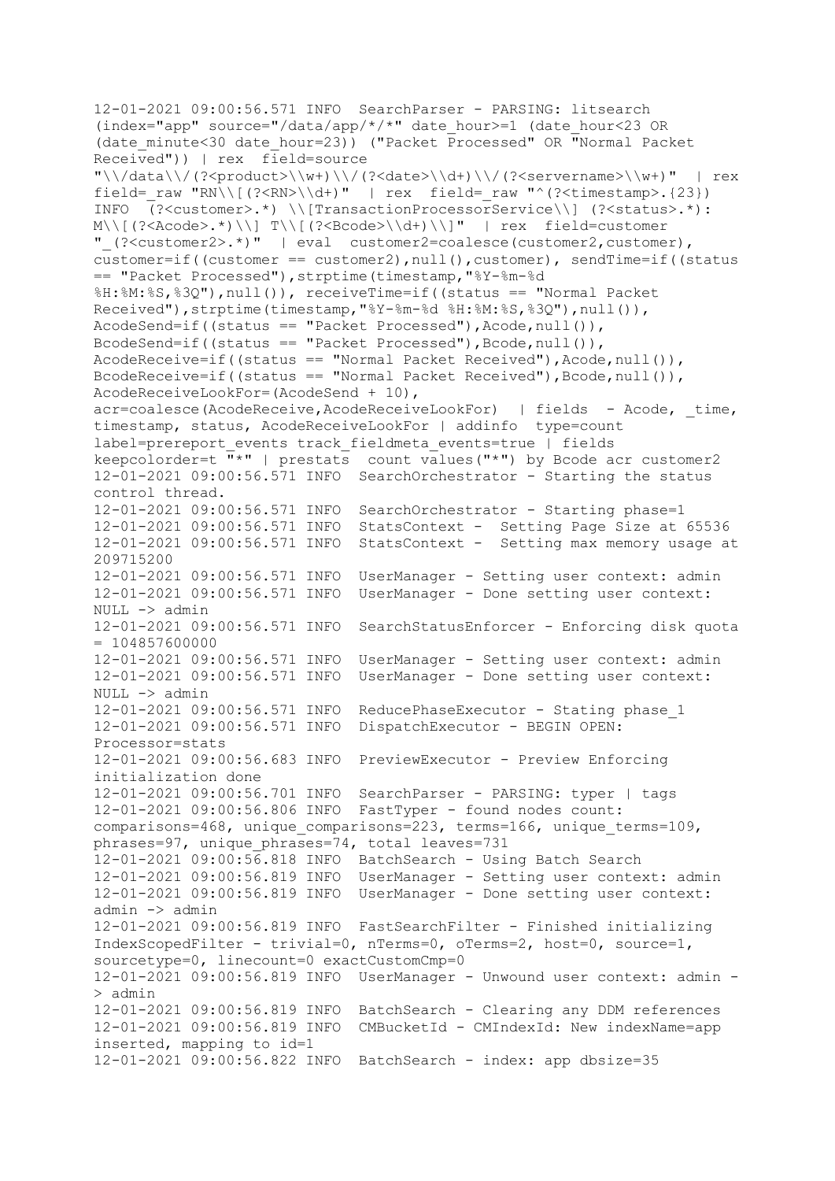```
12-01-2021 09:00:56.571 INFO  SearchParser - PARSING: litsearch
(index="app" source="/data/app/*/*" date_hour>=1 (date_hour<23 OR
(date_minute<30 date_hour=23)) ("Packet Processed" OR "Normal Packet
Received")) | rex  field=source
"\\/data\\/(?<product>\\w+)\\/(?<date>\\d+)\\/(?<servername>\\w+)"  | rex
field=_raw "RN\\[(?<RN>\\d+)"  | rex  field=_raw "^(?<timestamp>.{23})
INFO  (?<customer>.*) \\[TransactionProcessorService\\] (?<status>.*):
M\\[(?<Acode>.*)\\] T\\[(?<Bcode>\\d+)\\]"  | rex  field=customer
"_(?<customer2>.*)"  | eval  customer2=coalesce(customer2,customer),
customer=if((customer == customer2),null(),customer), sendTime=if((status
== "Packet Processed"),strptime(timestamp,"%Y-%m-%d
%H:%M:%S,%3Q"),null()), receiveTime=if((status == "Normal Packet
Received"),strptime(timestamp,"%Y-%m-%d %H:%M:%S,%3Q"),null()),
AcodeSend=if((status == "Packet Processed"),Acode,null()),
BcodeSend=if((status == "Packet Processed"),Bcode,null()),
AcodeReceive=if((status == "Normal Packet Received"),Acode,null()),
BcodeReceive=if((status == "Normal Packet Received"),Bcode,null()),
AcodeReceiveLookFor=(AcodeSend + 10),
acr=coalesce(AcodeReceive,AcodeReceiveLookFor)  | fields  - Acode, _time,
timestamp, status, AcodeReceiveLookFor | addinfo  type=count
label=prereport_events track_fieldmeta_events=true | fields
keepcolorder=t "*" | prestats  count values("*") by Bcode acr customer2
12-01-2021 09:00:56.571 INFO  SearchOrchestrator - Starting the status
control thread.
12-01-2021 09:00:56.571 INFO  SearchOrchestrator - Starting phase=1
12-01-2021 09:00:56.571 INFO  StatsContext -  Setting Page Size at 65536
12-01-2021 09:00:56.571 INFO  StatsContext -  Setting max memory usage at
209715200
12-01-2021 09:00:56.571 INFO  UserManager - Setting user context: admin
12-01-2021 09:00:56.571 INFO  UserManager - Done setting user context:
NULL -> admin
12-01-2021 09:00:56.571 INFO  SearchStatusEnforcer - Enforcing disk quota
= 104857600000
12-01-2021 09:00:56.571 INFO  UserManager - Setting user context: admin
12-01-2021 09:00:56.571 INFO  UserManager - Done setting user context:
NULL -> admin
12-01-2021 09:00:56.571 INFO  ReducePhaseExecutor - Stating phase_1
12-01-2021 09:00:56.571 INFO  DispatchExecutor - BEGIN OPEN:
Processor=stats
12-01-2021 09:00:56.683 INFO  PreviewExecutor - Preview Enforcing
initialization done
12-01-2021 09:00:56.701 INFO  SearchParser - PARSING: typer | tags
12-01-2021 09:00:56.806 INFO  FastTyper - found nodes count:
comparisons=468, unique_comparisons=223, terms=166, unique_terms=109,
phrases=97, unique_phrases=74, total leaves=731
12-01-2021 09:00:56.818 INFO  BatchSearch - Using Batch Search
12-01-2021 09:00:56.819 INFO  UserManager - Setting user context: admin
12-01-2021 09:00:56.819 INFO  UserManager - Done setting user context:
admin -> admin
12-01-2021 09:00:56.819 INFO  FastSearchFilter - Finished initializing
IndexScopedFilter - trivial=0, nTerms=0, oTerms=2, host=0, source=1,
sourcetype=0, linecount=0 exactCustomCmp=0
12-01-2021 09:00:56.819 INFO  UserManager - Unwound user context: admin -
> admin
12-01-2021 09:00:56.819 INFO  BatchSearch - Clearing any DDM references
12-01-2021 09:00:56.819 INFO  CMBucketId - CMIndexId: New indexName=app
inserted, mapping to id=1
12-01-2021 09:00:56.822 INFO  BatchSearch - index: app dbsize=35
```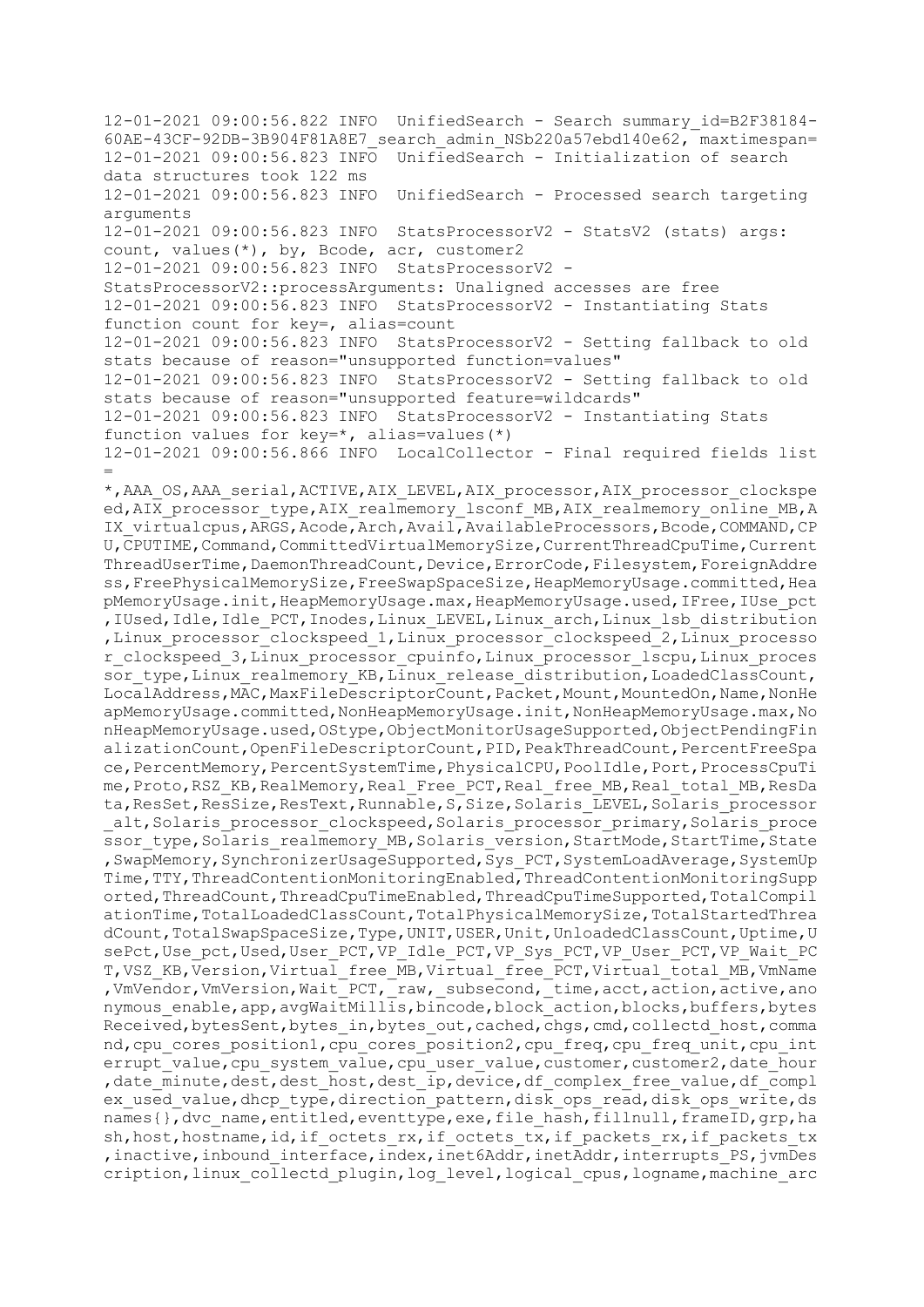```
12-01-2021 09:00:56.822 INFO  UnifiedSearch - Search summary_id=B2F38184-
60AE-43CF-92DB-3B904F81A8E7_search_admin_NSb220a57ebd140e62, maxtimespan=
12-01-2021 09:00:56.823 INFO  UnifiedSearch - Initialization of search
data structures took 122 ms
12-01-2021 09:00:56.823 INFO  UnifiedSearch - Processed search targeting
arguments
12-01-2021 09:00:56.823 INFO  StatsProcessorV2 - StatsV2 (stats) args:
count, values(*), by, Bcode, acr, customer2
12-01-2021 09:00:56.823 INFO  StatsProcessorV2 -
StatsProcessorV2::processArguments: Unaligned accesses are free
12-01-2021 09:00:56.823 INFO  StatsProcessorV2 - Instantiating Stats
function count for key=, alias=count
12-01-2021 09:00:56.823 INFO  StatsProcessorV2 - Setting fallback to old
stats because of reason="unsupported function=values"
12-01-2021 09:00:56.823 INFO  StatsProcessorV2 - Setting fallback to old
stats because of reason="unsupported feature=wildcards"
12-01-2021 09:00:56.823 INFO  StatsProcessorV2 - Instantiating Stats
function values for key=*, alias=values(*)
12-01-2021 09:00:56.866 INFO  LocalCollector - Final required fields list
=
*,AAA_OS,AAA_serial,ACTIVE,AIX_LEVEL,AIX_processor,AIX_processor_clockspe
ed,AIX_processor_type,AIX_realmemory_lsconf_MB,AIX_realmemory_online_MB,A
IX_virtualcpus,ARGS,Acode,Arch,Avail,AvailableProcessors,Bcode,COMMAND,CP
U,CPUTIME,Command,CommittedVirtualMemorySize,CurrentThreadCpuTime,Current
ThreadUserTime,DaemonThreadCount,Device,ErrorCode,Filesystem,ForeignAddre
ss,FreePhysicalMemorySize,FreeSwapSpaceSize,HeapMemoryUsage.committed,Hea
pMemoryUsage.init,HeapMemoryUsage.max,HeapMemoryUsage.used,IFree,IUse_pct
,IUsed,Idle,Idle_PCT,Inodes,Linux_LEVEL,Linux_arch,Linux_lsb_distribution
,Linux_processor_clockspeed_1,Linux_processor_clockspeed_2,Linux_processo
r_clockspeed_3,Linux_processor_cpuinfo,Linux_processor_lscpu,Linux_proces
sor_type,Linux_realmemory_KB,Linux_release_distribution,LoadedClassCount,
LocalAddress,MAC,MaxFileDescriptorCount,Packet,Mount,MountedOn,Name,NonHe
apMemoryUsage.committed,NonHeapMemoryUsage.init,NonHeapMemoryUsage.max,No
nHeapMemoryUsage.used,OStype,ObjectMonitorUsageSupported,ObjectPendingFin
alizationCount,OpenFileDescriptorCount,PID,PeakThreadCount,PercentFreeSpa
ce,PercentMemory,PercentSystemTime,PhysicalCPU,PoolIdle,Port,ProcessCpuTi
me,Proto,RSZ_KB,RealMemory,Real_Free_PCT,Real_free_MB,Real_total_MB,ResDa
ta,ResSet,ResSize,ResText,Runnable,S,Size,Solaris_LEVEL,Solaris_processor
_alt,Solaris_processor_clockspeed,Solaris_processor_primary,Solaris_proce
ssor_type,Solaris_realmemory_MB,Solaris_version,StartMode,StartTime,State
,SwapMemory,SynchronizerUsageSupported,Sys_PCT,SystemLoadAverage,SystemUp
Time,TTY,ThreadContentionMonitoringEnabled,ThreadContentionMonitoringSupp
orted,ThreadCount,ThreadCpuTimeEnabled,ThreadCpuTimeSupported,TotalCompil
ationTime,TotalLoadedClassCount,TotalPhysicalMemorySize,TotalStartedThrea
dCount,TotalSwapSpaceSize,Type,UNIT,USER,Unit,UnloadedClassCount,Uptime,U
sePct,Use_pct,Used,User_PCT,VP_Idle_PCT,VP_Sys_PCT,VP_User_PCT,VP_Wait_PC
T,VSZ_KB,Version,Virtual_free_MB,Virtual_free_PCT,Virtual_total_MB,VmName
,VmVendor,VmVersion,Wait_PCT,_raw,_subsecond,_time,acct,action,active,ano
nymous_enable,app,avgWaitMillis,bincode,block_action,blocks,buffers,bytes
Received,bytesSent,bytes_in,bytes_out,cached,chgs,cmd,collectd_host,comma
nd,cpu_cores_position1,cpu_cores_position2,cpu_freq,cpu_freq_unit,cpu_int
errupt_value,cpu_system_value,cpu_user_value,customer,customer2,date_hour
,date_minute,dest,dest_host,dest_ip,device,df_complex_free_value,df_compl
ex_used_value,dhcp_type,direction_pattern,disk_ops_read,disk_ops_write,ds
names{},dvc_name,entitled,eventtype,exe,file_hash,fillnull,frameID,grp,ha
sh,host,hostname,id,if_octets_rx,if_octets_tx,if_packets_rx,if_packets_tx
,inactive,inbound_interface,index,inet6Addr,inetAddr,interrupts_PS,jvmDes
cription,linux_collectd_plugin,log_level,logical_cpus,logname,machine_arc
```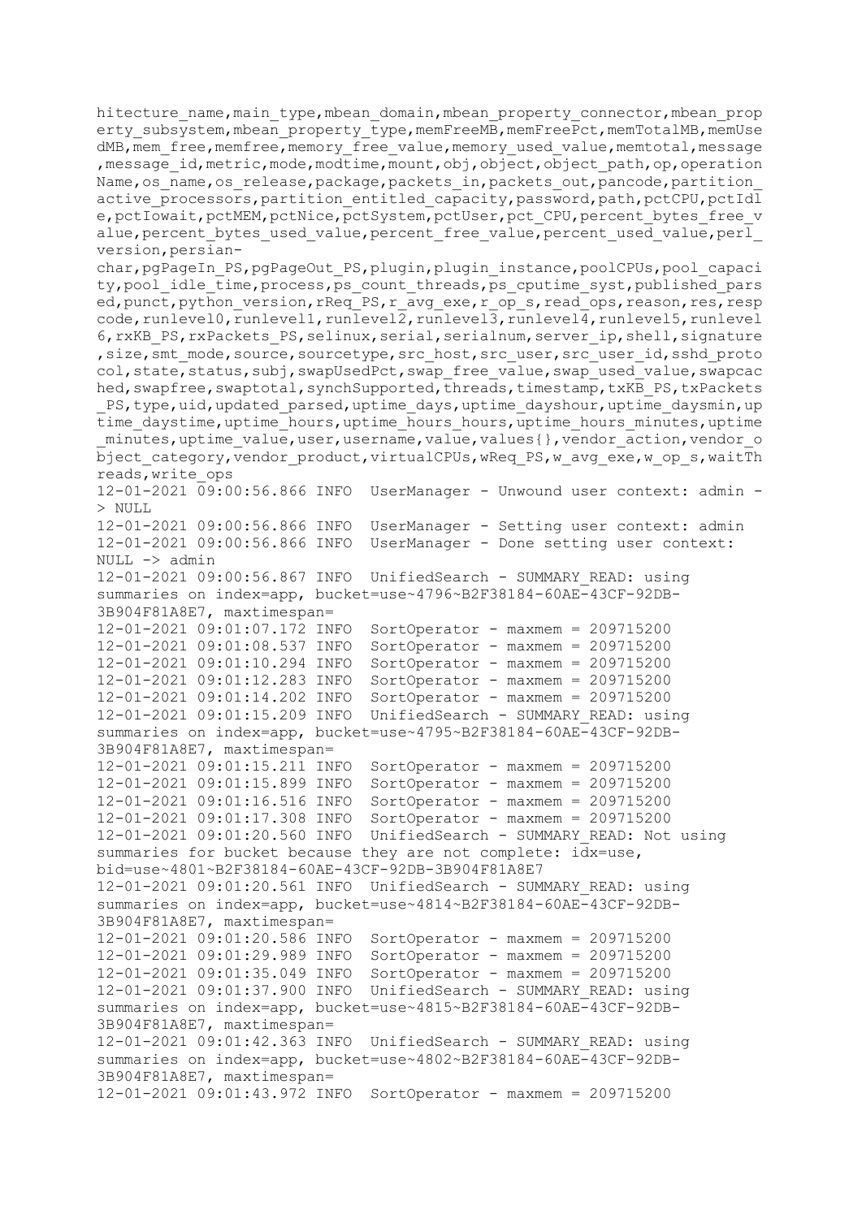```
hitecture_name,main_type,mbean_domain,mbean_property_connector,mbean_prop
erty_subsystem,mbean_property_type,memFreeMB,memFreePct,memTotalMB,memUse
dMB,mem_free,memfree,memory_free_value,memory_used_value,memtotal,message
,message_id,metric,mode,modtime,mount,obj,object,object_path,op,operation
Name,os_name,os_release,package,packets_in,packets_out,pancode,partition_
active_processors,partition_entitled_capacity,password,path,pctCPU,pctIdl
e,pctIowait,pctMEM,pctNice,pctSystem,pctUser,pct_CPU,percent_bytes_free_v
alue,percent_bytes_used_value,percent_free_value,percent_used_value,perl_
version,persian-
char,pgPageIn_PS,pgPageOut_PS,plugin,plugin_instance,poolCPUs,pool_capaci
ty,pool_idle_time,process,ps_count_threads,ps_cputime_syst,published_pars
ed,punct,python_version,rReq_PS,r_avg_exe,r_op_s,read_ops,reason,res,resp
code,runlevel0,runlevel1,runlevel2,runlevel3,runlevel4,runlevel5,runlevel
6,rxKB_PS,rxPackets_PS,selinux,serial,serialnum,server_ip,shell,signature
,size,smt_mode,source,sourcetype,src_host,src_user,src_user_id,sshd_proto
col,state,status,subj,swapUsedPct,swap_free_value,swap_used_value,swapcac
hed,swapfree,swaptotal,synchSupported,threads,timestamp,txKB_PS,txPackets
_PS,type,uid,updated_parsed,uptime_days,uptime_dayshour,uptime_daysmin,up
time_daystime,uptime_hours,uptime_hours_hours,uptime_hours_minutes,uptime
_minutes,uptime_value,user,username,value,values{},vendor_action,vendor_o
bject_category,vendor_product,virtualCPUs,wReq_PS,w_avg_exe,w_op_s,waitTh
reads,write_ops
12-01-2021 09:00:56.866 INFO  UserManager - Unwound user context: admin -
> NULL
12-01-2021 09:00:56.866 INFO  UserManager - Setting user context: admin
12-01-2021 09:00:56.866 INFO  UserManager - Done setting user context:
NULL -> admin
12-01-2021 09:00:56.867 INFO  UnifiedSearch - SUMMARY_READ: using
summaries on index=app, bucket=use~4796~B2F38184-60AE-43CF-92DB-
3B904F81A8E7, maxtimespan=
12-01-2021 09:01:07.172 INFO  SortOperator - maxmem = 209715200
12-01-2021 09:01:08.537 INFO  SortOperator - maxmem = 209715200
12-01-2021 09:01:10.294 INFO  SortOperator - maxmem = 209715200
12-01-2021 09:01:12.283 INFO  SortOperator - maxmem = 209715200
12-01-2021 09:01:14.202 INFO  SortOperator - maxmem = 209715200
12-01-2021 09:01:15.209 INFO  UnifiedSearch - SUMMARY_READ: using
summaries on index=app, bucket=use~4795~B2F38184-60AE-43CF-92DB-
3B904F81A8E7, maxtimespan=
12-01-2021 09:01:15.211 INFO  SortOperator - maxmem = 209715200
12-01-2021 09:01:15.899 INFO  SortOperator - maxmem = 209715200
12-01-2021 09:01:16.516 INFO  SortOperator - maxmem = 209715200
12-01-2021 09:01:17.308 INFO  SortOperator - maxmem = 209715200
12-01-2021 09:01:20.560 INFO  UnifiedSearch - SUMMARY_READ: Not using
summaries for bucket because they are not complete: idx=use,
bid=use~4801~B2F38184-60AE-43CF-92DB-3B904F81A8E7
12-01-2021 09:01:20.561 INFO  UnifiedSearch - SUMMARY_READ: using
summaries on index=app, bucket=use~4814~B2F38184-60AE-43CF-92DB-
3B904F81A8E7, maxtimespan=
12-01-2021 09:01:20.586 INFO  SortOperator - maxmem = 209715200
12-01-2021 09:01:29.989 INFO  SortOperator - maxmem = 209715200
12-01-2021 09:01:35.049 INFO  SortOperator - maxmem = 209715200
12-01-2021 09:01:37.900 INFO  UnifiedSearch - SUMMARY_READ: using
summaries on index=app, bucket=use~4815~B2F38184-60AE-43CF-92DB-
3B904F81A8E7, maxtimespan=
12-01-2021 09:01:42.363 INFO  UnifiedSearch - SUMMARY_READ: using
summaries on index=app, bucket=use~4802~B2F38184-60AE-43CF-92DB-
3B904F81A8E7, maxtimespan=
12-01-2021 09:01:43.972 INFO  SortOperator - maxmem = 209715200
```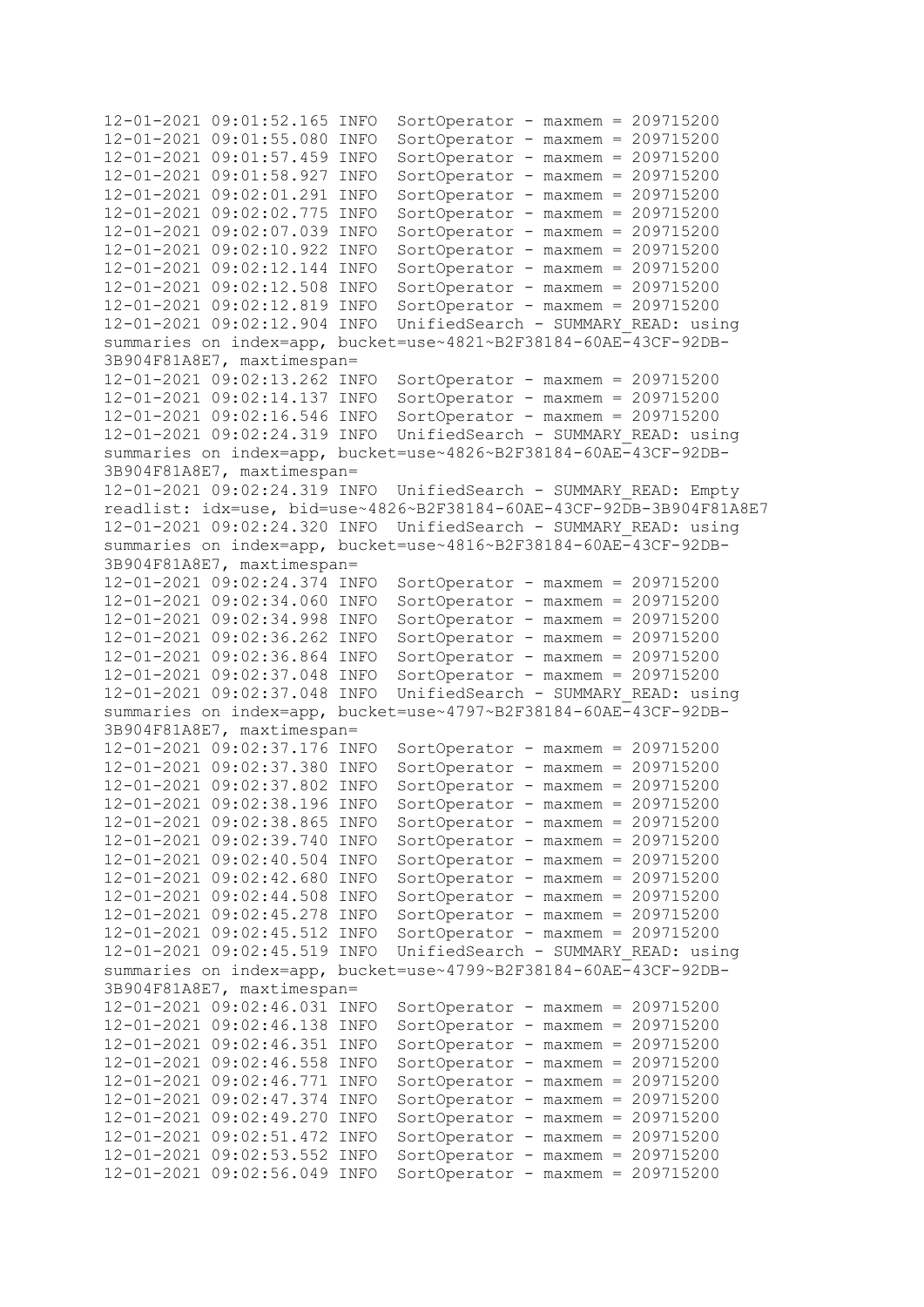```
12-01-2021 09:01:52.165 INFO  SortOperator - maxmem = 209715200
12-01-2021 09:01:55.080 INFO  SortOperator - maxmem = 209715200
12-01-2021 09:01:57.459 INFO  SortOperator - maxmem = 209715200
12-01-2021 09:01:58.927 INFO  SortOperator - maxmem = 209715200
12-01-2021 09:02:01.291 INFO  SortOperator - maxmem = 209715200
12-01-2021 09:02:02.775 INFO  SortOperator - maxmem = 209715200
12-01-2021 09:02:07.039 INFO  SortOperator - maxmem = 209715200
12-01-2021 09:02:10.922 INFO  SortOperator - maxmem = 209715200
12-01-2021 09:02:12.144 INFO  SortOperator - maxmem = 209715200
12-01-2021 09:02:12.508 INFO  SortOperator - maxmem = 209715200
12-01-2021 09:02:12.819 INFO  SortOperator - maxmem = 209715200
12-01-2021 09:02:12.904 INFO  UnifiedSearch - SUMMARY_READ: using
summaries on index=app, bucket=use~4821~B2F38184-60AE-43CF-92DB-
3B904F81A8E7, maxtimespan=
12-01-2021 09:02:13.262 INFO  SortOperator - maxmem = 209715200
12-01-2021 09:02:14.137 INFO  SortOperator - maxmem = 209715200
12-01-2021 09:02:16.546 INFO  SortOperator - maxmem = 209715200
12-01-2021 09:02:24.319 INFO  UnifiedSearch - SUMMARY_READ: using
summaries on index=app, bucket=use~4826~B2F38184-60AE-43CF-92DB-
3B904F81A8E7, maxtimespan=
12-01-2021 09:02:24.319 INFO  UnifiedSearch - SUMMARY_READ: Empty
readlist: idx=use, bid=use~4826~B2F38184-60AE-43CF-92DB-3B904F81A8E7
12-01-2021 09:02:24.320 INFO  UnifiedSearch - SUMMARY_READ: using
summaries on index=app, bucket=use~4816~B2F38184-60AE-43CF-92DB-
3B904F81A8E7, maxtimespan=
12-01-2021 09:02:24.374 INFO  SortOperator - maxmem = 209715200
12-01-2021 09:02:34.060 INFO  SortOperator - maxmem = 209715200
12-01-2021 09:02:34.998 INFO  SortOperator - maxmem = 209715200
12-01-2021 09:02:36.262 INFO  SortOperator - maxmem = 209715200
12-01-2021 09:02:36.864 INFO  SortOperator - maxmem = 209715200
12-01-2021 09:02:37.048 INFO  SortOperator - maxmem = 209715200
12-01-2021 09:02:37.048 INFO  UnifiedSearch - SUMMARY_READ: using
summaries on index=app, bucket=use~4797~B2F38184-60AE-43CF-92DB-
3B904F81A8E7, maxtimespan=
12-01-2021 09:02:37.176 INFO  SortOperator - maxmem = 209715200
12-01-2021 09:02:37.380 INFO  SortOperator - maxmem = 209715200
12-01-2021 09:02:37.802 INFO  SortOperator - maxmem = 209715200
12-01-2021 09:02:38.196 INFO  SortOperator - maxmem = 209715200
12-01-2021 09:02:38.865 INFO  SortOperator - maxmem = 209715200
12-01-2021 09:02:39.740 INFO  SortOperator - maxmem = 209715200
12-01-2021 09:02:40.504 INFO  SortOperator - maxmem = 209715200
12-01-2021 09:02:42.680 INFO  SortOperator - maxmem = 209715200
12-01-2021 09:02:44.508 INFO  SortOperator - maxmem = 209715200
12-01-2021 09:02:45.278 INFO  SortOperator - maxmem = 209715200
12-01-2021 09:02:45.512 INFO  SortOperator - maxmem = 209715200
12-01-2021 09:02:45.519 INFO  UnifiedSearch - SUMMARY_READ: using
summaries on index=app, bucket=use~4799~B2F38184-60AE-43CF-92DB-
3B904F81A8E7, maxtimespan=
12-01-2021 09:02:46.031 INFO  SortOperator - maxmem = 209715200
12-01-2021 09:02:46.138 INFO  SortOperator - maxmem = 209715200
12-01-2021 09:02:46.351 INFO  SortOperator - maxmem = 209715200
12-01-2021 09:02:46.558 INFO  SortOperator - maxmem = 209715200
12-01-2021 09:02:46.771 INFO  SortOperator - maxmem = 209715200
12-01-2021 09:02:47.374 INFO  SortOperator - maxmem = 209715200
12-01-2021 09:02:49.270 INFO  SortOperator - maxmem = 209715200
12-01-2021 09:02:51.472 INFO  SortOperator - maxmem = 209715200
12-01-2021 09:02:53.552 INFO  SortOperator - maxmem = 209715200
12-01-2021 09:02:56.049 INFO  SortOperator - maxmem = 209715200
```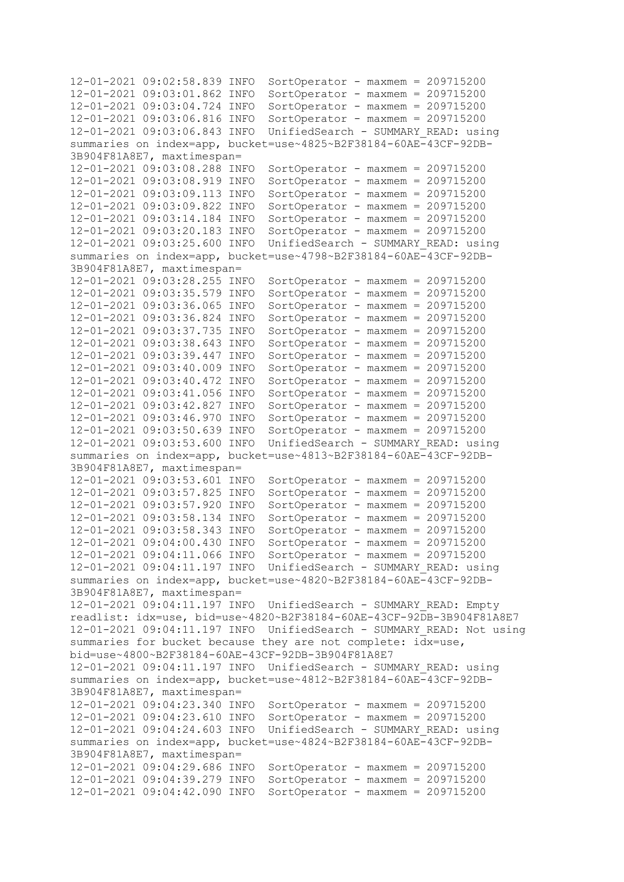```
12-01-2021 09:02:58.839 INFO  SortOperator - maxmem = 209715200
12-01-2021 09:03:01.862 INFO  SortOperator - maxmem = 209715200
12-01-2021 09:03:04.724 INFO  SortOperator - maxmem = 209715200
12-01-2021 09:03:06.816 INFO  SortOperator - maxmem = 209715200
12-01-2021 09:03:06.843 INFO  UnifiedSearch - SUMMARY_READ: using
summaries on index=app, bucket=use~4825~B2F38184-60AE-43CF-92DB-
3B904F81A8E7, maxtimespan=
12-01-2021 09:03:08.288 INFO  SortOperator - maxmem = 209715200
12-01-2021 09:03:08.919 INFO  SortOperator - maxmem = 209715200
12-01-2021 09:03:09.113 INFO  SortOperator - maxmem = 209715200
12-01-2021 09:03:09.822 INFO  SortOperator - maxmem = 209715200
12-01-2021 09:03:14.184 INFO  SortOperator - maxmem = 209715200
12-01-2021 09:03:20.183 INFO  SortOperator - maxmem = 209715200
12-01-2021 09:03:25.600 INFO  UnifiedSearch - SUMMARY_READ: using
summaries on index=app, bucket=use~4798~B2F38184-60AE-43CF-92DB-
3B904F81A8E7, maxtimespan=
12-01-2021 09:03:28.255 INFO  SortOperator - maxmem = 209715200
12-01-2021 09:03:35.579 INFO  SortOperator - maxmem = 209715200
12-01-2021 09:03:36.065 INFO  SortOperator - maxmem = 209715200
12-01-2021 09:03:36.824 INFO  SortOperator - maxmem = 209715200
12-01-2021 09:03:37.735 INFO  SortOperator - maxmem = 209715200
12-01-2021 09:03:38.643 INFO  SortOperator - maxmem = 209715200
12-01-2021 09:03:39.447 INFO  SortOperator - maxmem = 209715200
12-01-2021 09:03:40.009 INFO  SortOperator - maxmem = 209715200
12-01-2021 09:03:40.472 INFO  SortOperator - maxmem = 209715200
12-01-2021 09:03:41.056 INFO  SortOperator - maxmem = 209715200
12-01-2021 09:03:42.827 INFO  SortOperator - maxmem = 209715200
12-01-2021 09:03:46.970 INFO  SortOperator - maxmem = 209715200
12-01-2021 09:03:50.639 INFO  SortOperator - maxmem = 209715200
12-01-2021 09:03:53.600 INFO  UnifiedSearch - SUMMARY_READ: using
summaries on index=app, bucket=use~4813~B2F38184-60AE-43CF-92DB-
3B904F81A8E7, maxtimespan=
12-01-2021 09:03:53.601 INFO  SortOperator - maxmem = 209715200
12-01-2021 09:03:57.825 INFO  SortOperator - maxmem = 209715200
12-01-2021 09:03:57.920 INFO  SortOperator - maxmem = 209715200
12-01-2021 09:03:58.134 INFO  SortOperator - maxmem = 209715200
12-01-2021 09:03:58.343 INFO  SortOperator - maxmem = 209715200
12-01-2021 09:04:00.430 INFO  SortOperator - maxmem = 209715200
12-01-2021 09:04:11.066 INFO  SortOperator - maxmem = 209715200
12-01-2021 09:04:11.197 INFO  UnifiedSearch - SUMMARY_READ: using
summaries on index=app, bucket=use~4820~B2F38184-60AE-43CF-92DB-
3B904F81A8E7, maxtimespan=
12-01-2021 09:04:11.197 INFO  UnifiedSearch - SUMMARY_READ: Empty
readlist: idx=use, bid=use~4820~B2F38184-60AE-43CF-92DB-3B904F81A8E7
12-01-2021 09:04:11.197 INFO  UnifiedSearch - SUMMARY_READ: Not using
summaries for bucket because they are not complete: idx=use,
bid=use~4800~B2F38184-60AE-43CF-92DB-3B904F81A8E7
12-01-2021 09:04:11.197 INFO  UnifiedSearch - SUMMARY_READ: using
summaries on index=app, bucket=use~4812~B2F38184-60AE-43CF-92DB-
3B904F81A8E7, maxtimespan=
12-01-2021 09:04:23.340 INFO  SortOperator - maxmem = 209715200
12-01-2021 09:04:23.610 INFO  SortOperator - maxmem = 209715200
12-01-2021 09:04:24.603 INFO  UnifiedSearch - SUMMARY_READ: using
summaries on index=app, bucket=use~4824~B2F38184-60AE-43CF-92DB-
3B904F81A8E7, maxtimespan=
12-01-2021 09:04:29.686 INFO  SortOperator - maxmem = 209715200
12-01-2021 09:04:39.279 INFO  SortOperator - maxmem = 209715200
12-01-2021 09:04:42.090 INFO  SortOperator - maxmem = 209715200
```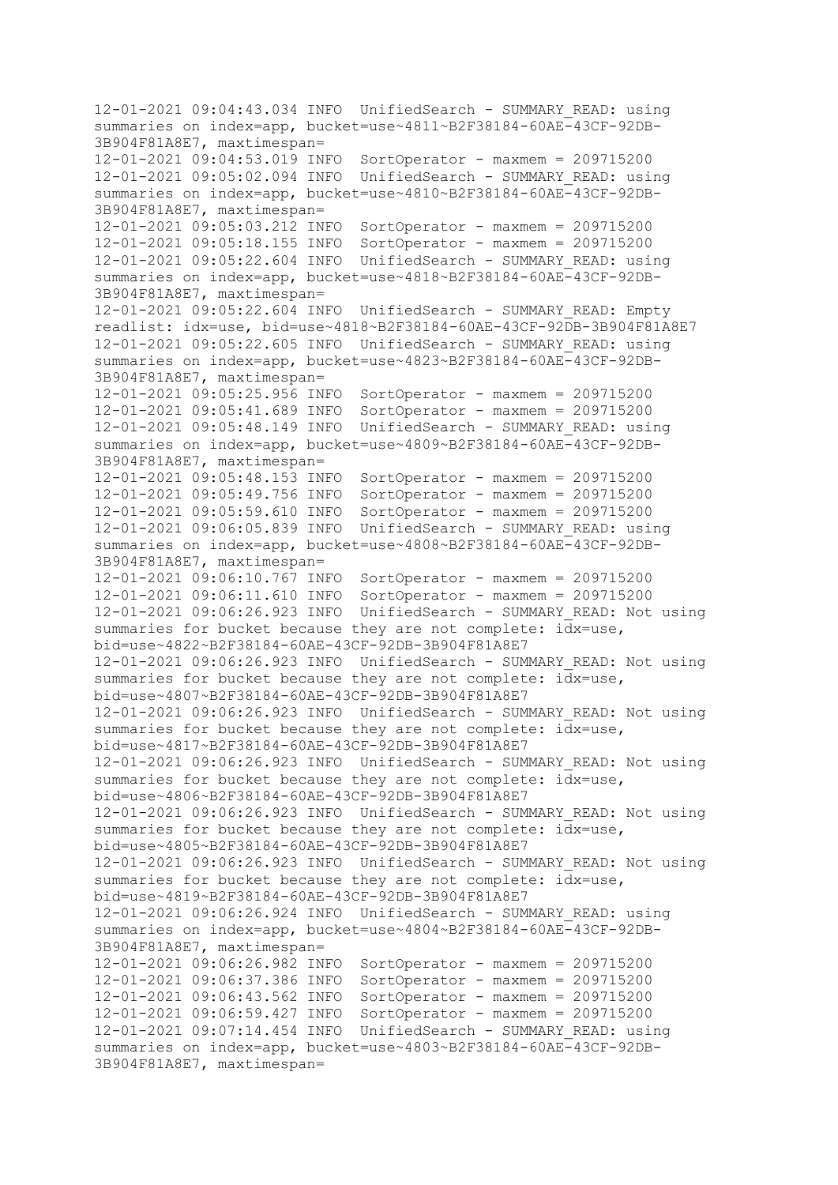```
12-01-2021 09:04:43.034 INFO  UnifiedSearch - SUMMARY_READ: using
summaries on index=app, bucket=use~4811~B2F38184-60AE-43CF-92DB-
3B904F81A8E7, maxtimespan=
12-01-2021 09:04:53.019 INFO  SortOperator - maxmem = 209715200
12-01-2021 09:05:02.094 INFO  UnifiedSearch - SUMMARY_READ: using
summaries on index=app, bucket=use~4810~B2F38184-60AE-43CF-92DB-
3B904F81A8E7, maxtimespan=
12-01-2021 09:05:03.212 INFO  SortOperator - maxmem = 209715200
12-01-2021 09:05:18.155 INFO  SortOperator - maxmem = 209715200
12-01-2021 09:05:22.604 INFO  UnifiedSearch - SUMMARY_READ: using
summaries on index=app, bucket=use~4818~B2F38184-60AE-43CF-92DB-
3B904F81A8E7, maxtimespan=
12-01-2021 09:05:22.604 INFO  UnifiedSearch - SUMMARY_READ: Empty
readlist: idx=use, bid=use~4818~B2F38184-60AE-43CF-92DB-3B904F81A8E7
12-01-2021 09:05:22.605 INFO  UnifiedSearch - SUMMARY_READ: using
summaries on index=app, bucket=use~4823~B2F38184-60AE-43CF-92DB-
3B904F81A8E7, maxtimespan=
12-01-2021 09:05:25.956 INFO  SortOperator - maxmem = 209715200
12-01-2021 09:05:41.689 INFO  SortOperator - maxmem = 209715200
12-01-2021 09:05:48.149 INFO  UnifiedSearch - SUMMARY_READ: using
summaries on index=app, bucket=use~4809~B2F38184-60AE-43CF-92DB-
3B904F81A8E7, maxtimespan=
12-01-2021 09:05:48.153 INFO  SortOperator - maxmem = 209715200
12-01-2021 09:05:49.756 INFO  SortOperator - maxmem = 209715200
12-01-2021 09:05:59.610 INFO  SortOperator - maxmem = 209715200
12-01-2021 09:06:05.839 INFO  UnifiedSearch - SUMMARY_READ: using
summaries on index=app, bucket=use~4808~B2F38184-60AE-43CF-92DB-
3B904F81A8E7, maxtimespan=
12-01-2021 09:06:10.767 INFO  SortOperator - maxmem = 209715200
12-01-2021 09:06:11.610 INFO  SortOperator - maxmem = 209715200
12-01-2021 09:06:26.923 INFO  UnifiedSearch - SUMMARY_READ: Not using
summaries for bucket because they are not complete: idx=use,
bid=use~4822~B2F38184-60AE-43CF-92DB-3B904F81A8E7
12-01-2021 09:06:26.923 INFO  UnifiedSearch - SUMMARY_READ: Not using
summaries for bucket because they are not complete: idx=use,
bid=use~4807~B2F38184-60AE-43CF-92DB-3B904F81A8E7
12-01-2021 09:06:26.923 INFO  UnifiedSearch - SUMMARY_READ: Not using
summaries for bucket because they are not complete: idx=use,
bid=use~4817~B2F38184-60AE-43CF-92DB-3B904F81A8E7
12-01-2021 09:06:26.923 INFO  UnifiedSearch - SUMMARY_READ: Not using
summaries for bucket because they are not complete: idx=use,
bid=use~4806~B2F38184-60AE-43CF-92DB-3B904F81A8E7
12-01-2021 09:06:26.923 INFO  UnifiedSearch - SUMMARY_READ: Not using
summaries for bucket because they are not complete: idx=use,
bid=use~4805~B2F38184-60AE-43CF-92DB-3B904F81A8E7
12-01-2021 09:06:26.923 INFO  UnifiedSearch - SUMMARY_READ: Not using
summaries for bucket because they are not complete: idx=use,
bid=use~4819~B2F38184-60AE-43CF-92DB-3B904F81A8E7
12-01-2021 09:06:26.924 INFO  UnifiedSearch - SUMMARY_READ: using
summaries on index=app, bucket=use~4804~B2F38184-60AE-43CF-92DB-
3B904F81A8E7, maxtimespan=
12-01-2021 09:06:26.982 INFO  SortOperator - maxmem = 209715200
12-01-2021 09:06:37.386 INFO  SortOperator - maxmem = 209715200
12-01-2021 09:06:43.562 INFO  SortOperator - maxmem = 209715200
12-01-2021 09:06:59.427 INFO  SortOperator - maxmem = 209715200
12-01-2021 09:07:14.454 INFO  UnifiedSearch - SUMMARY_READ: using
summaries on index=app, bucket=use~4803~B2F38184-60AE-43CF-92DB-
3B904F81A8E7, maxtimespan=
```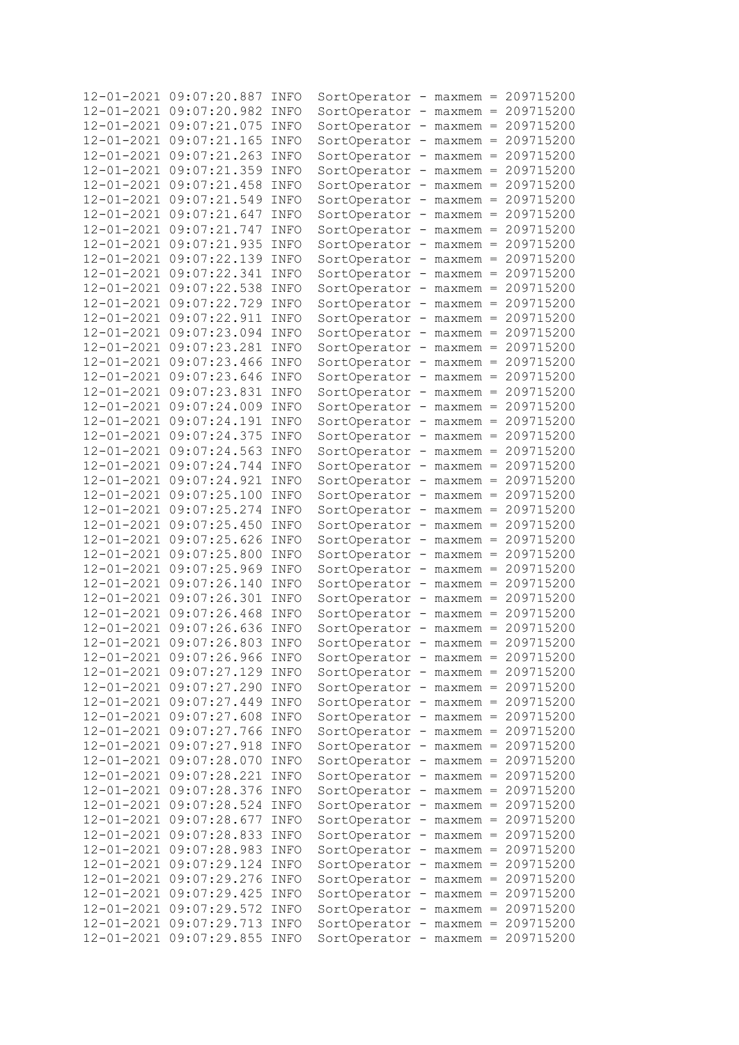```
12-01-2021 09:07:20.887 INFO  SortOperator - maxmem = 209715200
12-01-2021 09:07:20.982 INFO  SortOperator - maxmem = 209715200
12-01-2021 09:07:21.075 INFO  SortOperator - maxmem = 209715200
12-01-2021 09:07:21.165 INFO  SortOperator - maxmem = 209715200
12-01-2021 09:07:21.263 INFO  SortOperator - maxmem = 209715200
12-01-2021 09:07:21.359 INFO  SortOperator - maxmem = 209715200
12-01-2021 09:07:21.458 INFO  SortOperator - maxmem = 209715200
12-01-2021 09:07:21.549 INFO  SortOperator - maxmem = 209715200
12-01-2021 09:07:21.647 INFO  SortOperator - maxmem = 209715200
12-01-2021 09:07:21.747 INFO  SortOperator - maxmem = 209715200
12-01-2021 09:07:21.935 INFO  SortOperator - maxmem = 209715200
12-01-2021 09:07:22.139 INFO  SortOperator - maxmem = 209715200
12-01-2021 09:07:22.341 INFO  SortOperator - maxmem = 209715200
12-01-2021 09:07:22.538 INFO  SortOperator - maxmem = 209715200
12-01-2021 09:07:22.729 INFO  SortOperator - maxmem = 209715200
12-01-2021 09:07:22.911 INFO  SortOperator - maxmem = 209715200
12-01-2021 09:07:23.094 INFO  SortOperator - maxmem = 209715200
12-01-2021 09:07:23.281 INFO  SortOperator - maxmem = 209715200
12-01-2021 09:07:23.466 INFO  SortOperator - maxmem = 209715200
12-01-2021 09:07:23.646 INFO  SortOperator - maxmem = 209715200
12-01-2021 09:07:23.831 INFO  SortOperator - maxmem = 209715200
12-01-2021 09:07:24.009 INFO  SortOperator - maxmem = 209715200
12-01-2021 09:07:24.191 INFO  SortOperator - maxmem = 209715200
12-01-2021 09:07:24.375 INFO  SortOperator - maxmem = 209715200
12-01-2021 09:07:24.563 INFO  SortOperator - maxmem = 209715200
12-01-2021 09:07:24.744 INFO  SortOperator - maxmem = 209715200
12-01-2021 09:07:24.921 INFO  SortOperator - maxmem = 209715200
12-01-2021 09:07:25.100 INFO  SortOperator - maxmem = 209715200
12-01-2021 09:07:25.274 INFO  SortOperator - maxmem = 209715200
12-01-2021 09:07:25.450 INFO  SortOperator - maxmem = 209715200
12-01-2021 09:07:25.626 INFO  SortOperator - maxmem = 209715200
12-01-2021 09:07:25.800 INFO  SortOperator - maxmem = 209715200
12-01-2021 09:07:25.969 INFO  SortOperator - maxmem = 209715200
12-01-2021 09:07:26.140 INFO  SortOperator - maxmem = 209715200
12-01-2021 09:07:26.301 INFO  SortOperator - maxmem = 209715200
12-01-2021 09:07:26.468 INFO  SortOperator - maxmem = 209715200
12-01-2021 09:07:26.636 INFO  SortOperator - maxmem = 209715200
12-01-2021 09:07:26.803 INFO  SortOperator - maxmem = 209715200
12-01-2021 09:07:26.966 INFO  SortOperator - maxmem = 209715200
12-01-2021 09:07:27.129 INFO  SortOperator - maxmem = 209715200
12-01-2021 09:07:27.290 INFO  SortOperator - maxmem = 209715200
12-01-2021 09:07:27.449 INFO  SortOperator - maxmem = 209715200
12-01-2021 09:07:27.608 INFO  SortOperator - maxmem = 209715200
12-01-2021 09:07:27.766 INFO  SortOperator - maxmem = 209715200
12-01-2021 09:07:27.918 INFO  SortOperator - maxmem = 209715200
12-01-2021 09:07:28.070 INFO  SortOperator - maxmem = 209715200
12-01-2021 09:07:28.221 INFO  SortOperator - maxmem = 209715200
12-01-2021 09:07:28.376 INFO  SortOperator - maxmem = 209715200
12-01-2021 09:07:28.524 INFO  SortOperator - maxmem = 209715200
12-01-2021 09:07:28.677 INFO  SortOperator - maxmem = 209715200
12-01-2021 09:07:28.833 INFO  SortOperator - maxmem = 209715200
12-01-2021 09:07:28.983 INFO  SortOperator - maxmem = 209715200
12-01-2021 09:07:29.124 INFO  SortOperator - maxmem = 209715200
12-01-2021 09:07:29.276 INFO  SortOperator - maxmem = 209715200
12-01-2021 09:07:29.425 INFO  SortOperator - maxmem = 209715200
12-01-2021 09:07:29.572 INFO  SortOperator - maxmem = 209715200
12-01-2021 09:07:29.713 INFO  SortOperator - maxmem = 209715200
12-01-2021 09:07:29.855 INFO  SortOperator - maxmem = 209715200
```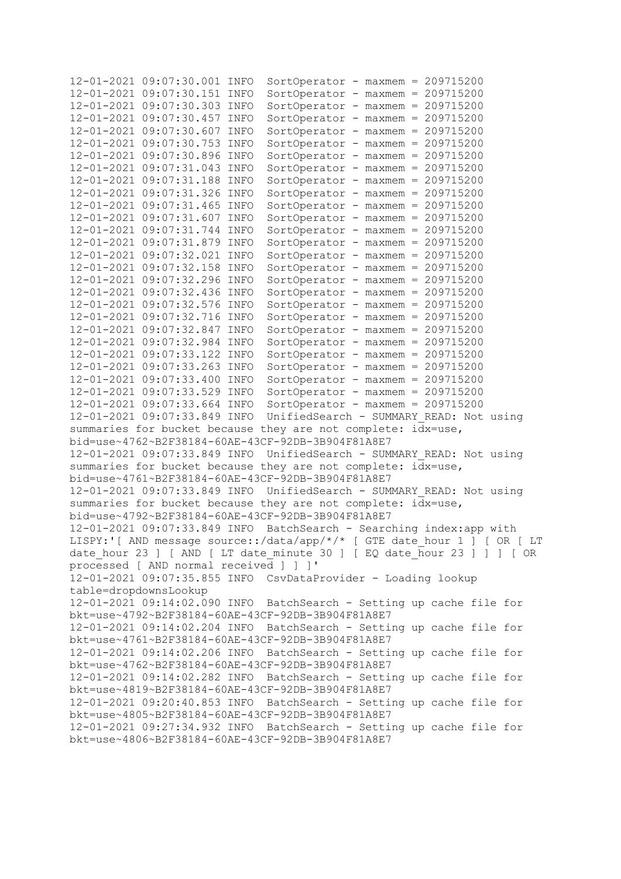```
12-01-2021 09:07:30.001 INFO  SortOperator - maxmem = 209715200
12-01-2021 09:07:30.151 INFO  SortOperator - maxmem = 209715200
12-01-2021 09:07:30.303 INFO  SortOperator - maxmem = 209715200
12-01-2021 09:07:30.457 INFO  SortOperator - maxmem = 209715200
12-01-2021 09:07:30.607 INFO  SortOperator - maxmem = 209715200
12-01-2021 09:07:30.753 INFO  SortOperator - maxmem = 209715200
12-01-2021 09:07:30.896 INFO  SortOperator - maxmem = 209715200
12-01-2021 09:07:31.043 INFO  SortOperator - maxmem = 209715200
12-01-2021 09:07:31.188 INFO  SortOperator - maxmem = 209715200
12-01-2021 09:07:31.326 INFO  SortOperator - maxmem = 209715200
12-01-2021 09:07:31.465 INFO  SortOperator - maxmem = 209715200
12-01-2021 09:07:31.607 INFO  SortOperator - maxmem = 209715200
12-01-2021 09:07:31.744 INFO  SortOperator - maxmem = 209715200
12-01-2021 09:07:31.879 INFO  SortOperator - maxmem = 209715200
12-01-2021 09:07:32.021 INFO  SortOperator - maxmem = 209715200
12-01-2021 09:07:32.158 INFO  SortOperator - maxmem = 209715200
12-01-2021 09:07:32.296 INFO  SortOperator - maxmem = 209715200
12-01-2021 09:07:32.436 INFO  SortOperator - maxmem = 209715200
12-01-2021 09:07:32.576 INFO  SortOperator - maxmem = 209715200
12-01-2021 09:07:32.716 INFO  SortOperator - maxmem = 209715200
12-01-2021 09:07:32.847 INFO  SortOperator - maxmem = 209715200
12-01-2021 09:07:32.984 INFO  SortOperator - maxmem = 209715200
12-01-2021 09:07:33.122 INFO  SortOperator - maxmem = 209715200
12-01-2021 09:07:33.263 INFO  SortOperator - maxmem = 209715200
12-01-2021 09:07:33.400 INFO  SortOperator - maxmem = 209715200
12-01-2021 09:07:33.529 INFO  SortOperator - maxmem = 209715200
12-01-2021 09:07:33.664 INFO  SortOperator - maxmem = 209715200
12-01-2021 09:07:33.849 INFO  UnifiedSearch - SUMMARY_READ: Not using
summaries for bucket because they are not complete: idx=use,
bid=use~4762~B2F38184-60AE-43CF-92DB-3B904F81A8E7
12-01-2021 09:07:33.849 INFO  UnifiedSearch - SUMMARY_READ: Not using
summaries for bucket because they are not complete: idx=use,
bid=use~4761~B2F38184-60AE-43CF-92DB-3B904F81A8E7
12-01-2021 09:07:33.849 INFO  UnifiedSearch - SUMMARY_READ: Not using
summaries for bucket because they are not complete: idx=use,
bid=use~4792~B2F38184-60AE-43CF-92DB-3B904F81A8E7
12-01-2021 09:07:33.849 INFO  BatchSearch - Searching index:app with
LISPY:'[ AND message source::/data/app/*/* [ GTE date_hour 1 ] [ OR [ LT
date_hour 23 ] [ AND [ LT date_minute 30 ] [ EQ date_hour 23 ] ] ] [ OR
processed [ AND normal received ] ] ]'
12-01-2021 09:07:35.855 INFO  CsvDataProvider - Loading lookup
table=dropdownsLookup
12-01-2021 09:14:02.090 INFO  BatchSearch - Setting up cache file for
bkt=use~4792~B2F38184-60AE-43CF-92DB-3B904F81A8E7
12-01-2021 09:14:02.204 INFO  BatchSearch - Setting up cache file for
bkt=use~4761~B2F38184-60AE-43CF-92DB-3B904F81A8E7
12-01-2021 09:14:02.206 INFO  BatchSearch - Setting up cache file for
bkt=use~4762~B2F38184-60AE-43CF-92DB-3B904F81A8E7
12-01-2021 09:14:02.282 INFO  BatchSearch - Setting up cache file for
bkt=use~4819~B2F38184-60AE-43CF-92DB-3B904F81A8E7
12-01-2021 09:20:40.853 INFO  BatchSearch - Setting up cache file for
bkt=use~4805~B2F38184-60AE-43CF-92DB-3B904F81A8E7
12-01-2021 09:27:34.932 INFO  BatchSearch - Setting up cache file for
bkt=use~4806~B2F38184-60AE-43CF-92DB-3B904F81A8E7
```